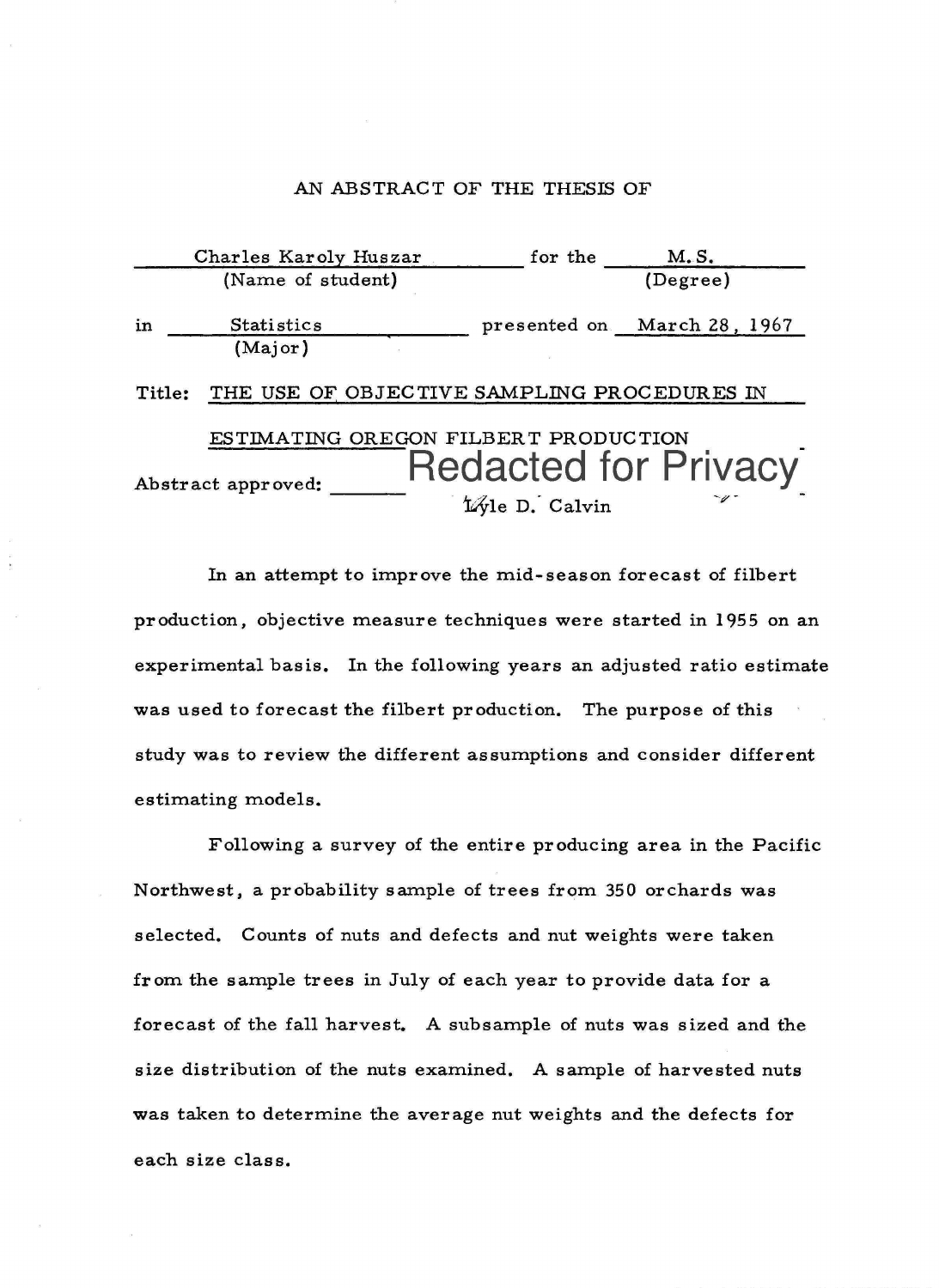AN ABSTRACT OF THE THESIS OF

Charles Karoly Huszar for the M. S.
(Name of student) (Degree)

in Statistics presented on March 28, 1967
(Major)

Title: THE USE OF OBJECTIVE SAMPLING PROCEDURES IN ESTIMATING OREGON FILBERT PRODUCTION

Abstract approved: Redacted for Privacy
Lyle D. Calvin

In an attempt to improve the mid-season forecast of filbert production, objective measure techniques were started in 1955 on an experimental basis. In the following years an adjusted ratio estimate was used to forecast the filbert production. The purpose of this study was to review the different assumptions and consider different estimating models.

Following a survey of the entire producing area in the Pacific Northwest, a probability sample of trees from 350 orchards was selected. Counts of nuts and defects and nut weights were taken from the sample trees in July of each year to provide data for a forecast of the fall harvest. A subsample of nuts was sized and the size distribution of the nuts examined. A sample of harvested nuts was taken to determine the average nut weights and the defects for each size class.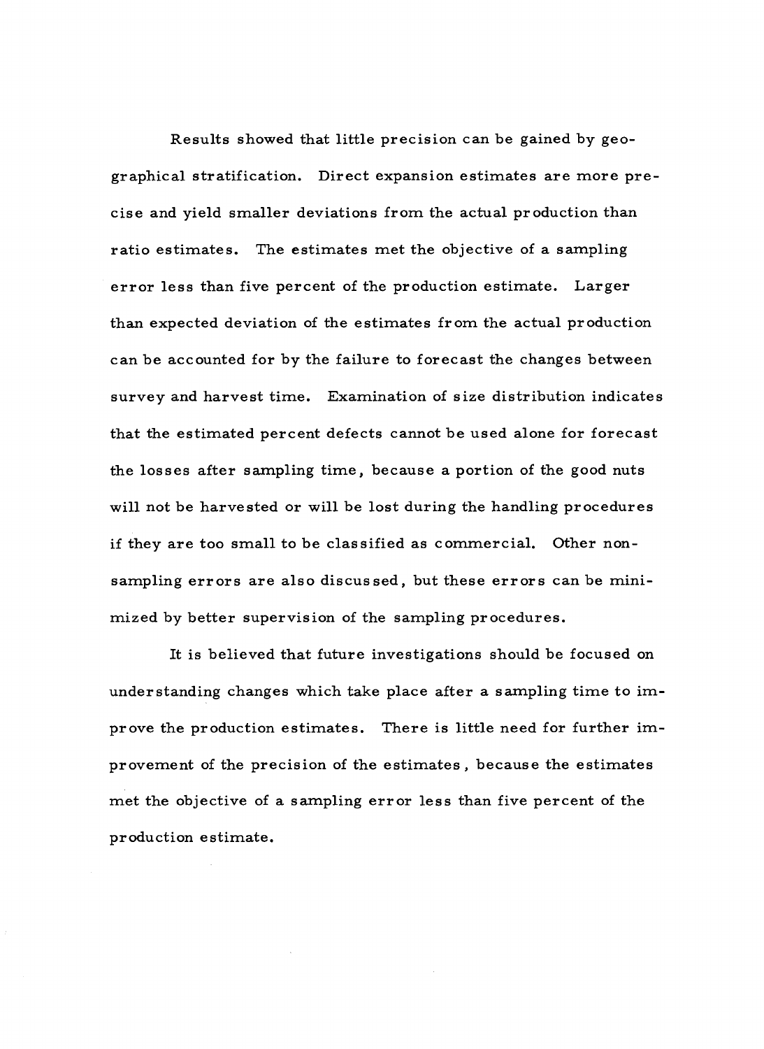Results showed that little precision can be gained by geographical stratification. Direct expansion estimates are more precise and yield smaller deviations from the actual production than ratio estimates. The estimates met the objective of a sampling error less than five percent of the production estimate. Larger than expected deviation of the estimates from the actual production can be accounted for by the failure to forecast the changes between survey and harvest time. Examination of size distribution indicates that the estimated percent defects cannot be used alone for forecast the losses after sampling time, because a portion of the good nuts will not be harvested or will be lost during the handling procedures if they are too small to be classified as commercial. Other non-sampling errors are also discussed, but these errors can be minimized by better supervision of the sampling procedures.

It is believed that future investigations should be focused on understanding changes which take place after a sampling time to improve the production estimates. There is little need for further improvement of the precision of the estimates, because the estimates met the objective of a sampling error less than five percent of the production estimate.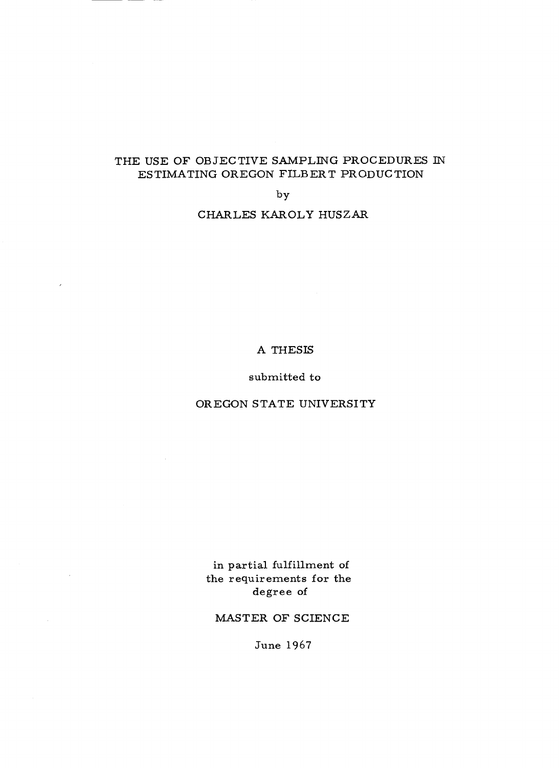# THE USE OF OBJECTIVE SAMPLING PROCEDURES IN ESTIMATING OREGON FILBERT PRODUCTION

by

CHARLES KAROLY HUSZAR

A THESIS

submitted to

OREGON STATE UNIVERSITY

in partial fulfillment of
the requirements for the
degree of

MASTER OF SCIENCE

June 1967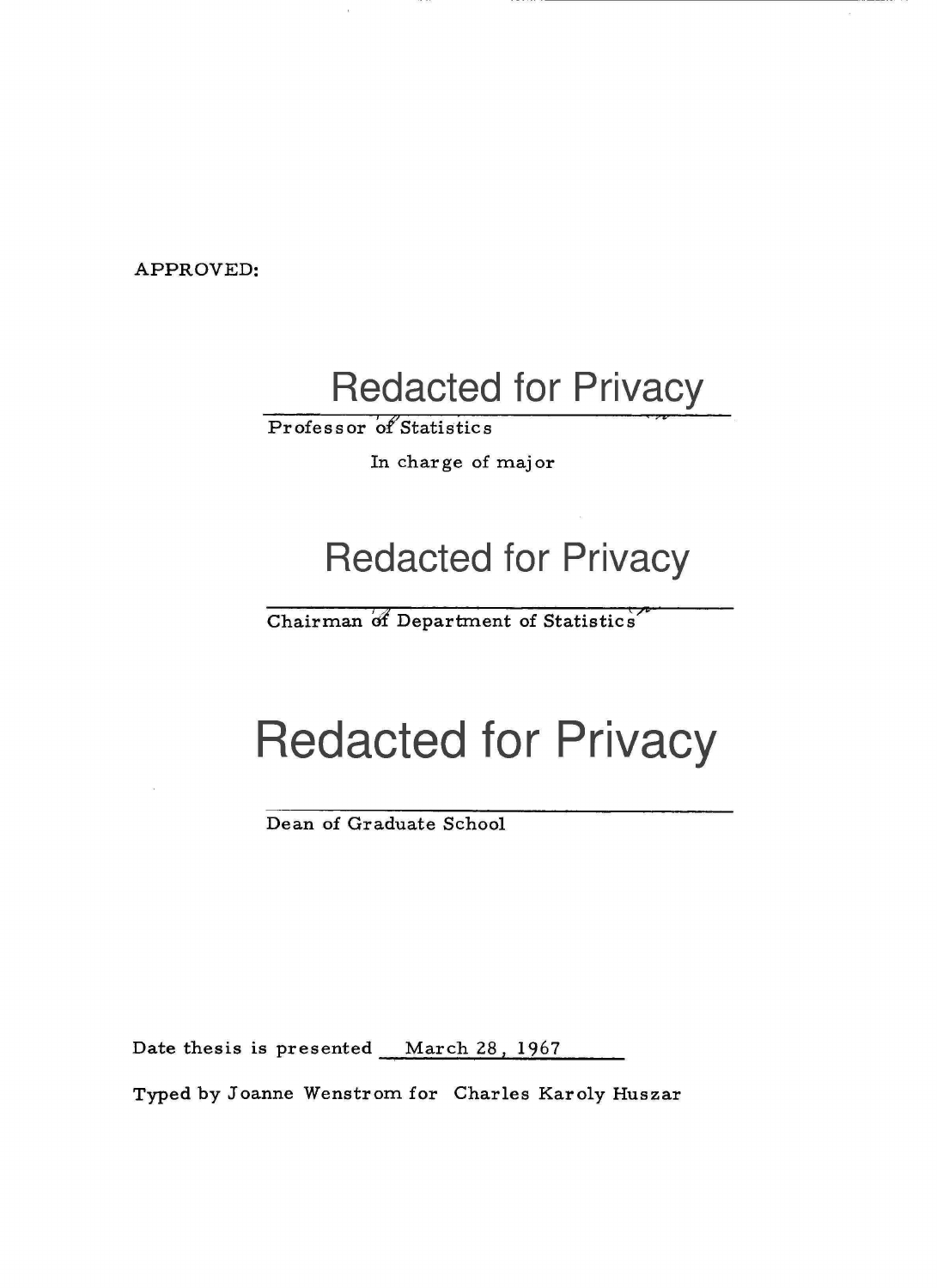APPROVED:

Redacted for Privacy

Professor of Statistics

In charge of major

Redacted for Privacy

Chairman of Department of Statistics

Redacted for Privacy

Dean of Graduate School

Date thesis is presented March 28, 1967

Typed by Joanne Wenstrom for Charles Karoly Huszar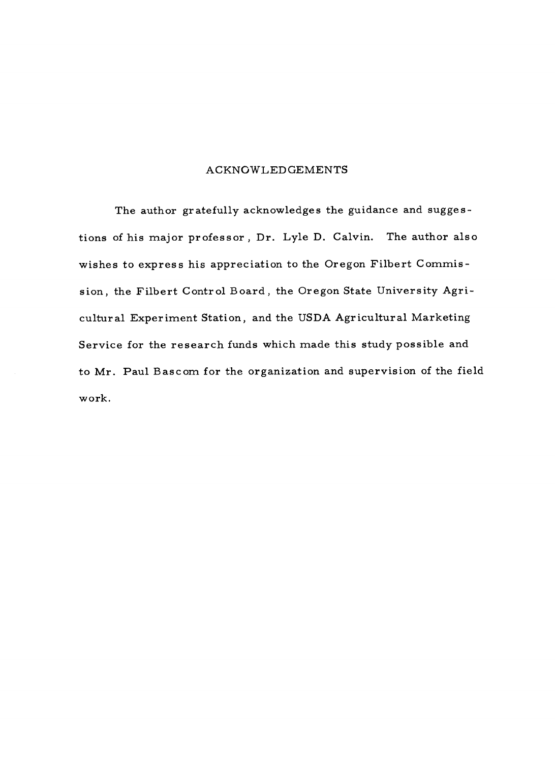# ACKNOWLEDGEMENTS

The author gratefully acknowledges the guidance and suggestions of his major professor, Dr. Lyle D. Calvin. The author also wishes to express his appreciation to the Oregon Filbert Commission, the Filbert Control Board, the Oregon State University Agricultural Experiment Station, and the USDA Agricultural Marketing Service for the research funds which made this study possible and to Mr. Paul Bascom for the organization and supervision of the field work.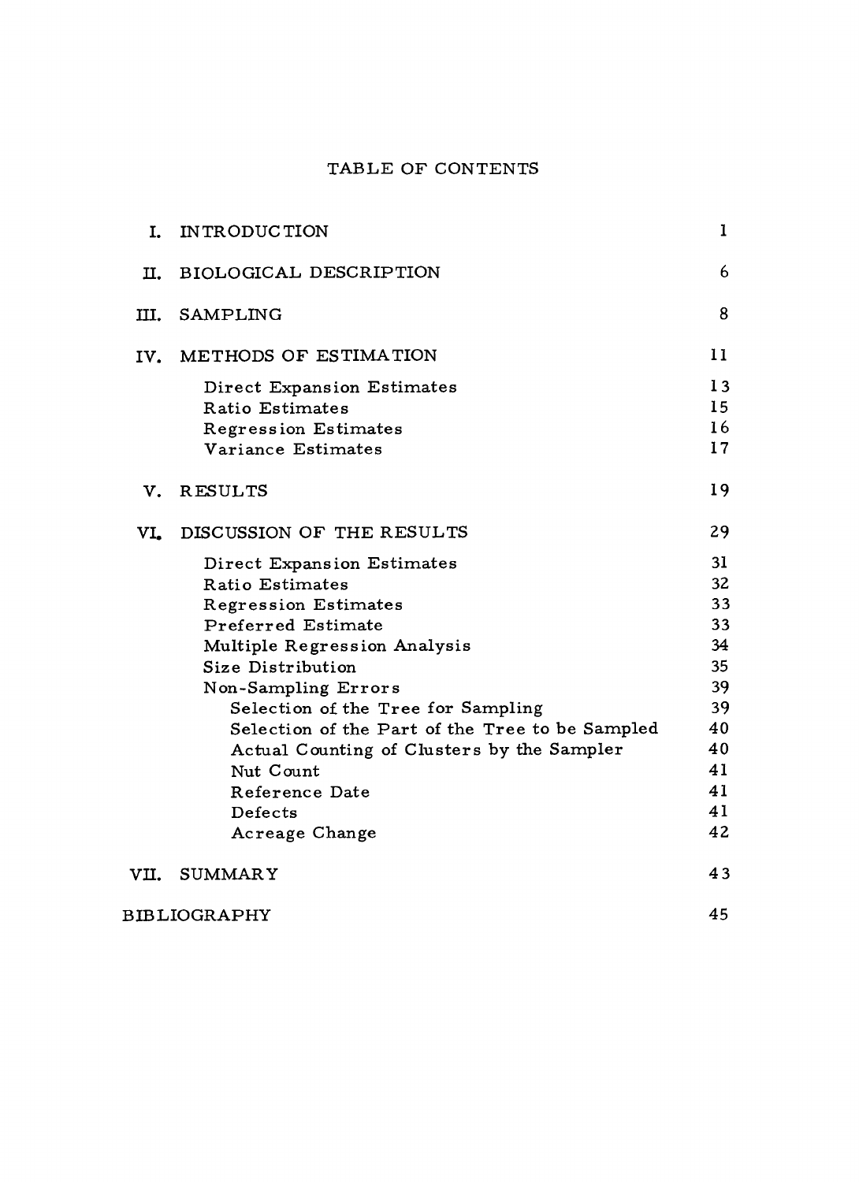# TABLE OF CONTENTS

| | | |
|---|---|---|
| I. | INTRODUCTION | 1 |
| II. | BIOLOGICAL DESCRIPTION | 6 |
| III. | SAMPLING | 8 |
| IV. | METHODS OF ESTIMATION | 11 |
| | Direct Expansion Estimates | 13 |
| | Ratio Estimates | 15 |
| | Regression Estimates | 16 |
| | Variance Estimates | 17 |
| V. | RESULTS | 19 |
| VI. | DISCUSSION OF THE RESULTS | 29 |
| | Direct Expansion Estimates | 31 |
| | Ratio Estimates | 32 |
| | Regression Estimates | 33 |
| | Preferred Estimate | 33 |
| | Multiple Regression Analysis | 34 |
| | Size Distribution | 35 |
| | Non-Sampling Errors | 39 |
| | Selection of the Tree for Sampling | 39 |
| | Selection of the Part of the Tree to be Sampled | 40 |
| | Actual Counting of Clusters by the Sampler | 40 |
| | Nut Count | 41 |
| | Reference Date | 41 |
| | Defects | 41 |
| | Acreage Change | 42 |
| VII. | SUMMARY | 43 |
| | BIBLIOGRAPHY | 45 |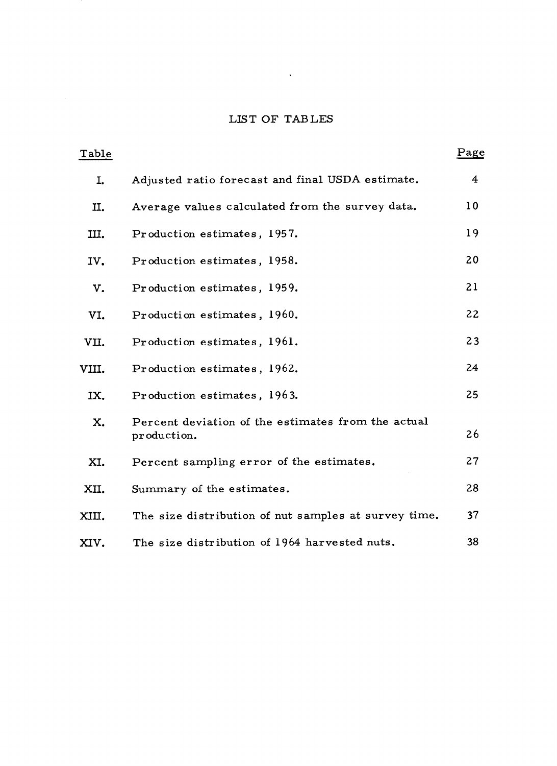# LIST OF TABLES

| Table | | Page |
|---|---|---|
| I. | Adjusted ratio forecast and final USDA estimate. | 4 |
| II. | Average values calculated from the survey data. | 10 |
| III. | Production estimates, 1957. | 19 |
| IV. | Production estimates, 1958. | 20 |
| V. | Production estimates, 1959. | 21 |
| VI. | Production estimates, 1960. | 22 |
| VII. | Production estimates, 1961. | 23 |
| VIII. | Production estimates, 1962. | 24 |
| IX. | Production estimates, 1963. | 25 |
| X. | Percent deviation of the estimates from the actual production. | 26 |
| XI. | Percent sampling error of the estimates. | 27 |
| XII. | Summary of the estimates. | 28 |
| XIII. | The size distribution of nut samples at survey time. | 37 |
| XIV. | The size distribution of 1964 harvested nuts. | 38 |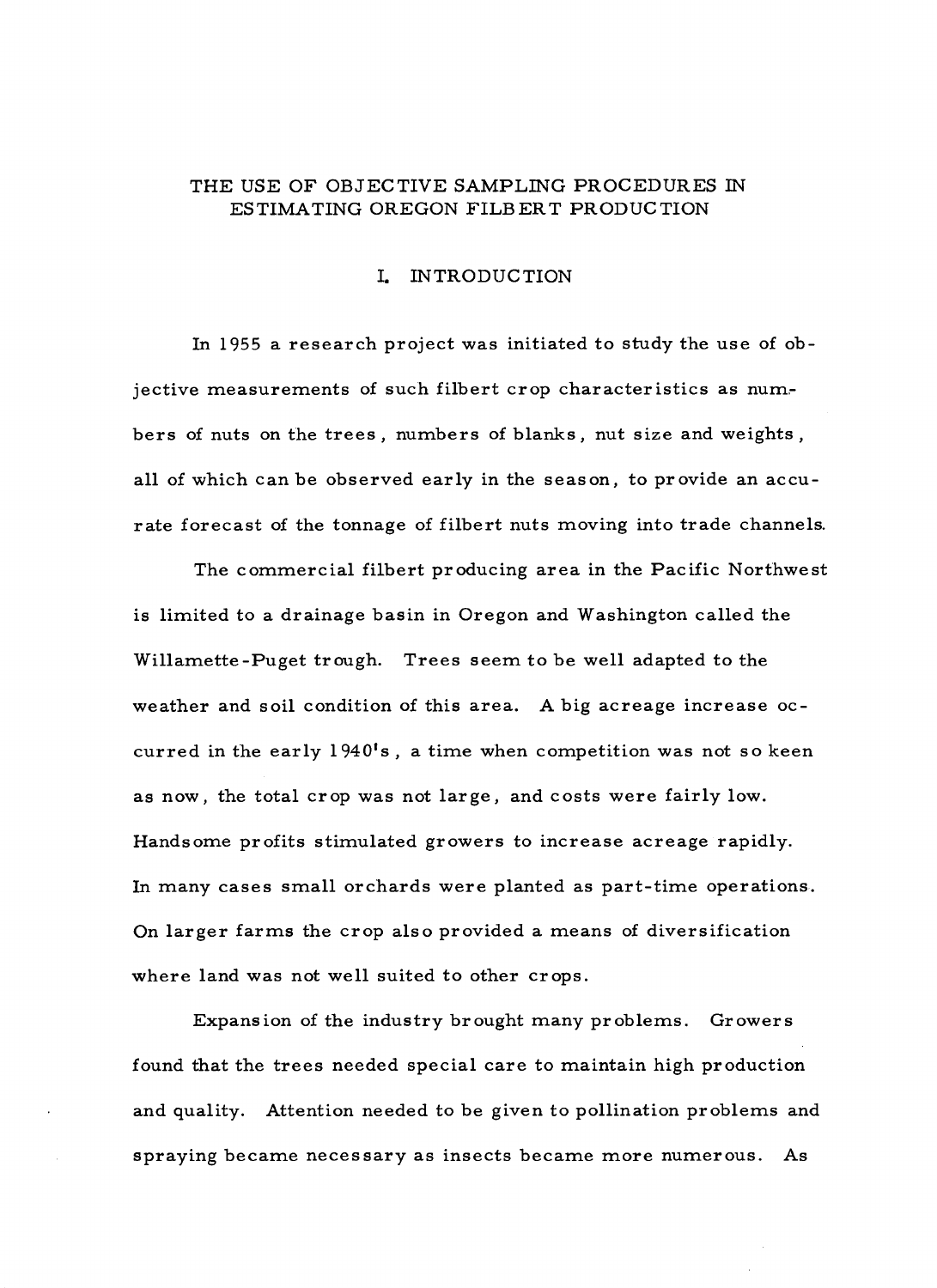# THE USE OF OBJECTIVE SAMPLING PROCEDURES IN ESTIMATING OREGON FILBERT PRODUCTION

## I. INTRODUCTION

In 1955 a research project was initiated to study the use of objective measurements of such filbert crop characteristics as numbers of nuts on the trees, numbers of blanks, nut size and weights, all of which can be observed early in the season, to provide an accurate forecast of the tonnage of filbert nuts moving into trade channels.

The commercial filbert producing area in the Pacific Northwest is limited to a drainage basin in Oregon and Washington called the Willamette-Puget trough. Trees seem to be well adapted to the weather and soil condition of this area. A big acreage increase occurred in the early 1940's, a time when competition was not so keen as now, the total crop was not large, and costs were fairly low. Handsome profits stimulated growers to increase acreage rapidly. In many cases small orchards were planted as part-time operations. On larger farms the crop also provided a means of diversification where land was not well suited to other crops.

Expansion of the industry brought many problems. Growers found that the trees needed special care to maintain high production and quality. Attention needed to be given to pollination problems and spraying became necessary as insects became more numerous. As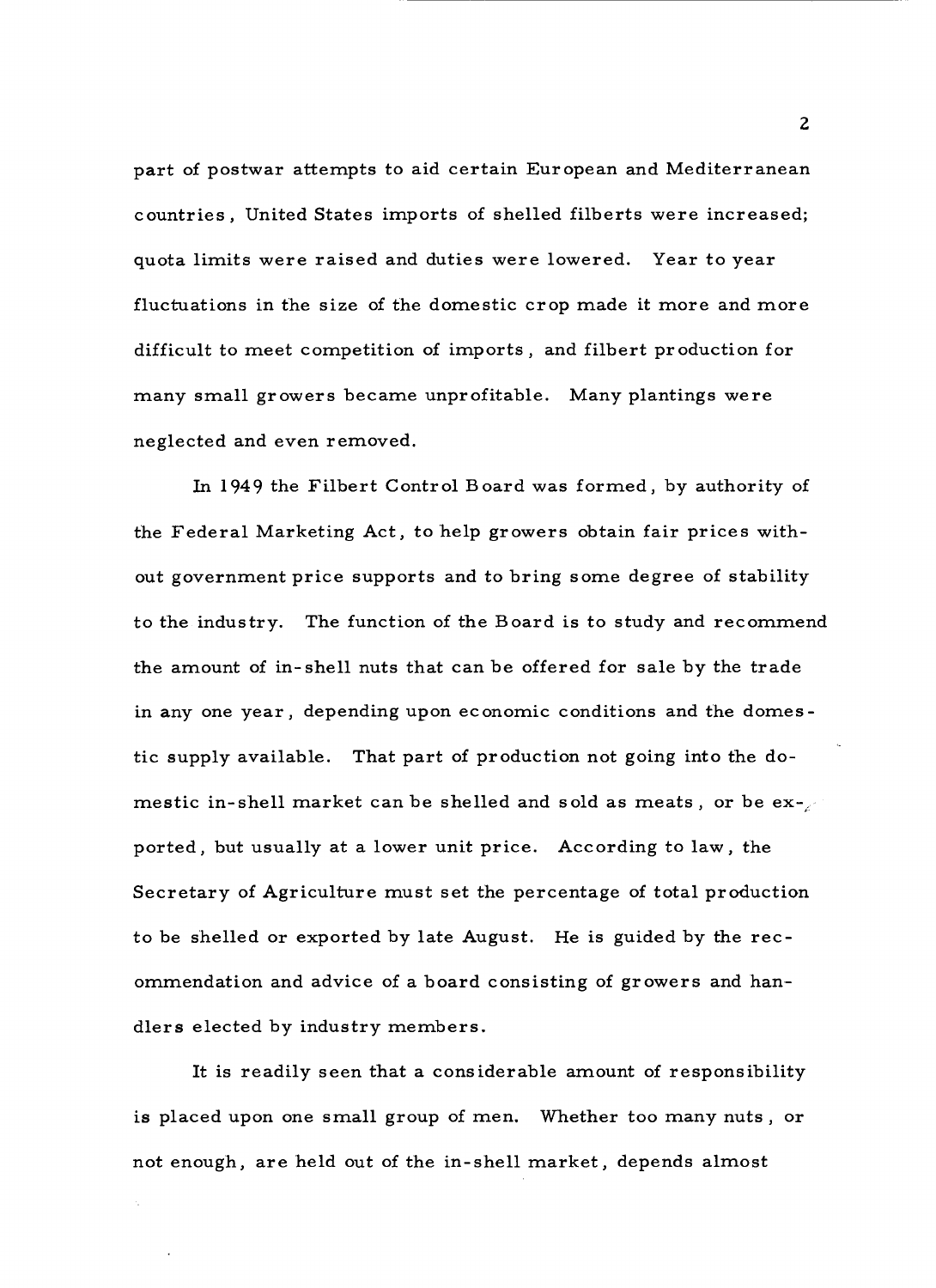part of postwar attempts to aid certain European and Mediterranean countries, United States imports of shelled filberts were increased; quota limits were raised and duties were lowered. Year to year fluctuations in the size of the domestic crop made it more and more difficult to meet competition of imports, and filbert production for many small growers became unprofitable. Many plantings were neglected and even removed.

In 1949 the Filbert Control Board was formed, by authority of the Federal Marketing Act, to help growers obtain fair prices without government price supports and to bring some degree of stability to the industry. The function of the Board is to study and recommend the amount of in-shell nuts that can be offered for sale by the trade in any one year, depending upon economic conditions and the domestic supply available. That part of production not going into the domestic in-shell market can be shelled and sold as meats, or be exported, but usually at a lower unit price. According to law, the Secretary of Agriculture must set the percentage of total production to be shelled or exported by late August. He is guided by the recommendation and advice of a board consisting of growers and handlers elected by industry members.

It is readily seen that a considerable amount of responsibility is placed upon one small group of men. Whether too many nuts, or not enough, are held out of the in-shell market, depends almost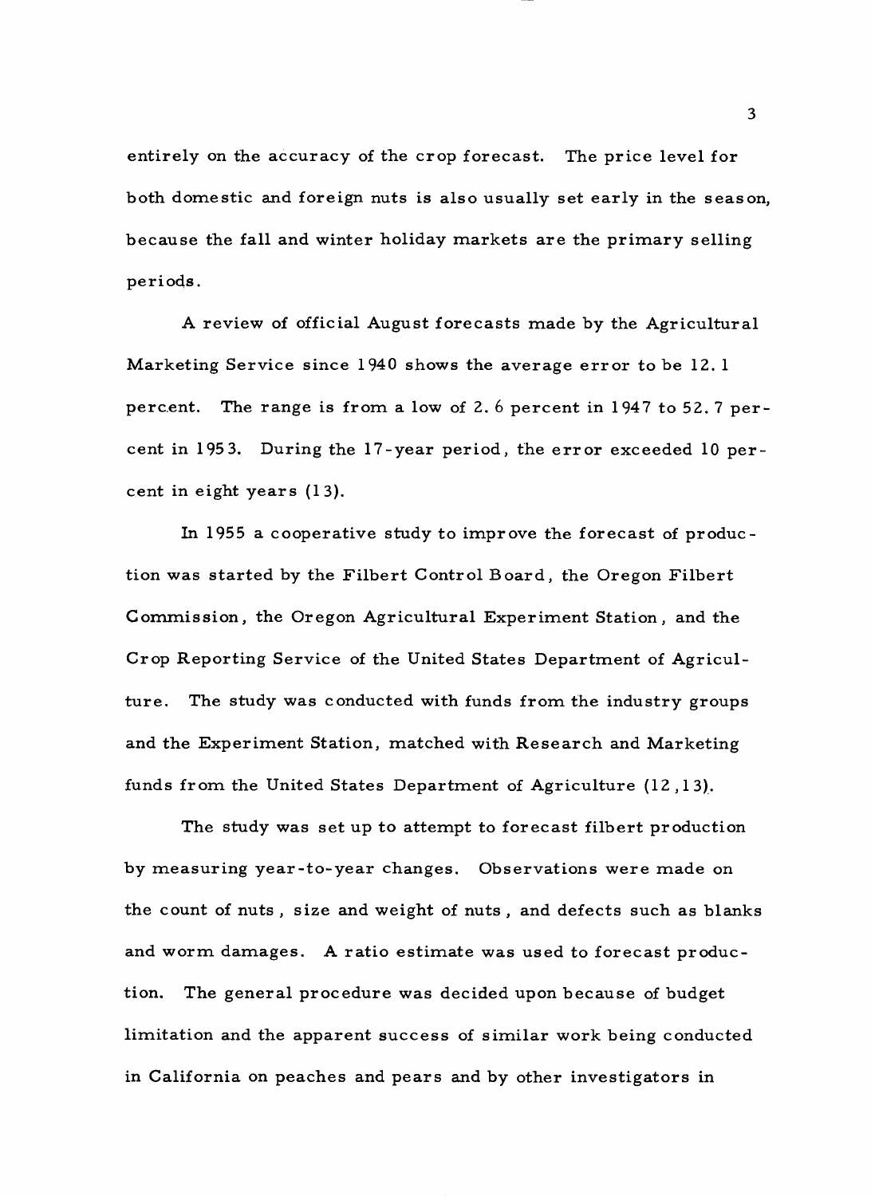entirely on the accuracy of the crop forecast. The price level for both domestic and foreign nuts is also usually set early in the season, because the fall and winter holiday markets are the primary selling periods.

A review of official August forecasts made by the Agricultural Marketing Service since 1940 shows the average error to be 12.1 percent. The range is from a low of 2.6 percent in 1947 to 52.7 percent in 1953. During the 17-year period, the error exceeded 10 percent in eight years (13).

In 1955 a cooperative study to improve the forecast of production was started by the Filbert Control Board, the Oregon Filbert Commission, the Oregon Agricultural Experiment Station, and the Crop Reporting Service of the United States Department of Agriculture. The study was conducted with funds from the industry groups and the Experiment Station, matched with Research and Marketing funds from the United States Department of Agriculture (12,13).

The study was set up to attempt to forecast filbert production by measuring year-to-year changes. Observations were made on the count of nuts, size and weight of nuts, and defects such as blanks and worm damages. A ratio estimate was used to forecast production. The general procedure was decided upon because of budget limitation and the apparent success of similar work being conducted in California on peaches and pears and by other investigators in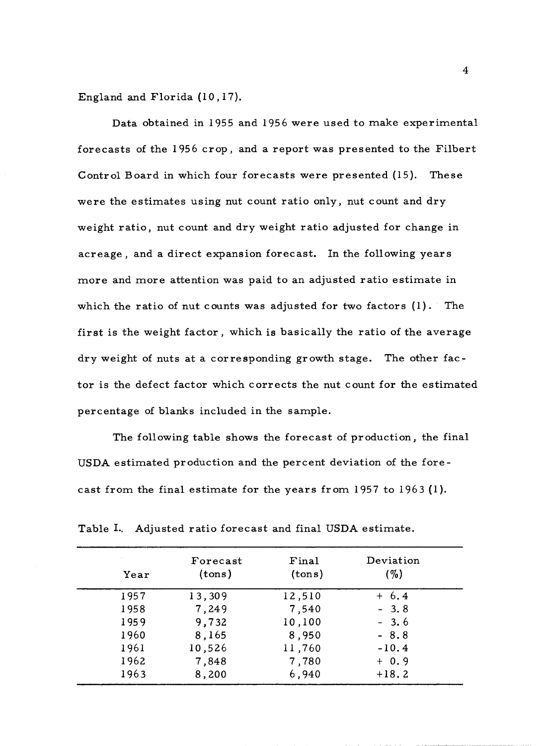England and Florida (10,17).

Data obtained in 1955 and 1956 were used to make experimental forecasts of the 1956 crop, and a report was presented to the Filbert Control Board in which four forecasts were presented (15). These were the estimates using nut count ratio only, nut count and dry weight ratio, nut count and dry weight ratio adjusted for change in acreage, and a direct expansion forecast. In the following years more and more attention was paid to an adjusted ratio estimate in which the ratio of nut counts was adjusted for two factors (1). The first is the weight factor, which is basically the ratio of the average dry weight of nuts at a corresponding growth stage. The other factor is the defect factor which corrects the nut count for the estimated percentage of blanks included in the sample.

The following table shows the forecast of production, the final USDA estimated production and the percent deviation of the forecast from the final estimate for the years from 1957 to 1963 (1).

Table I.. Adjusted ratio forecast and final USDA estimate.

| Year | Forecast (tons) | Final (tons) | Deviation (%) |
|---|---|---|---|
| 1957 | 13,309 | 12,510 | + 6.4 |
| 1958 | 7,249 | 7,540 | - 3.8 |
| 1959 | 9,732 | 10,100 | - 3.6 |
| 1960 | 8,165 | 8,950 | - 8.8 |
| 1961 | 10,526 | 11,760 | -10.4 |
| 1962 | 7,848 | 7,780 | + 0.9 |
| 1963 | 8,200 | 6,940 | +18.2 |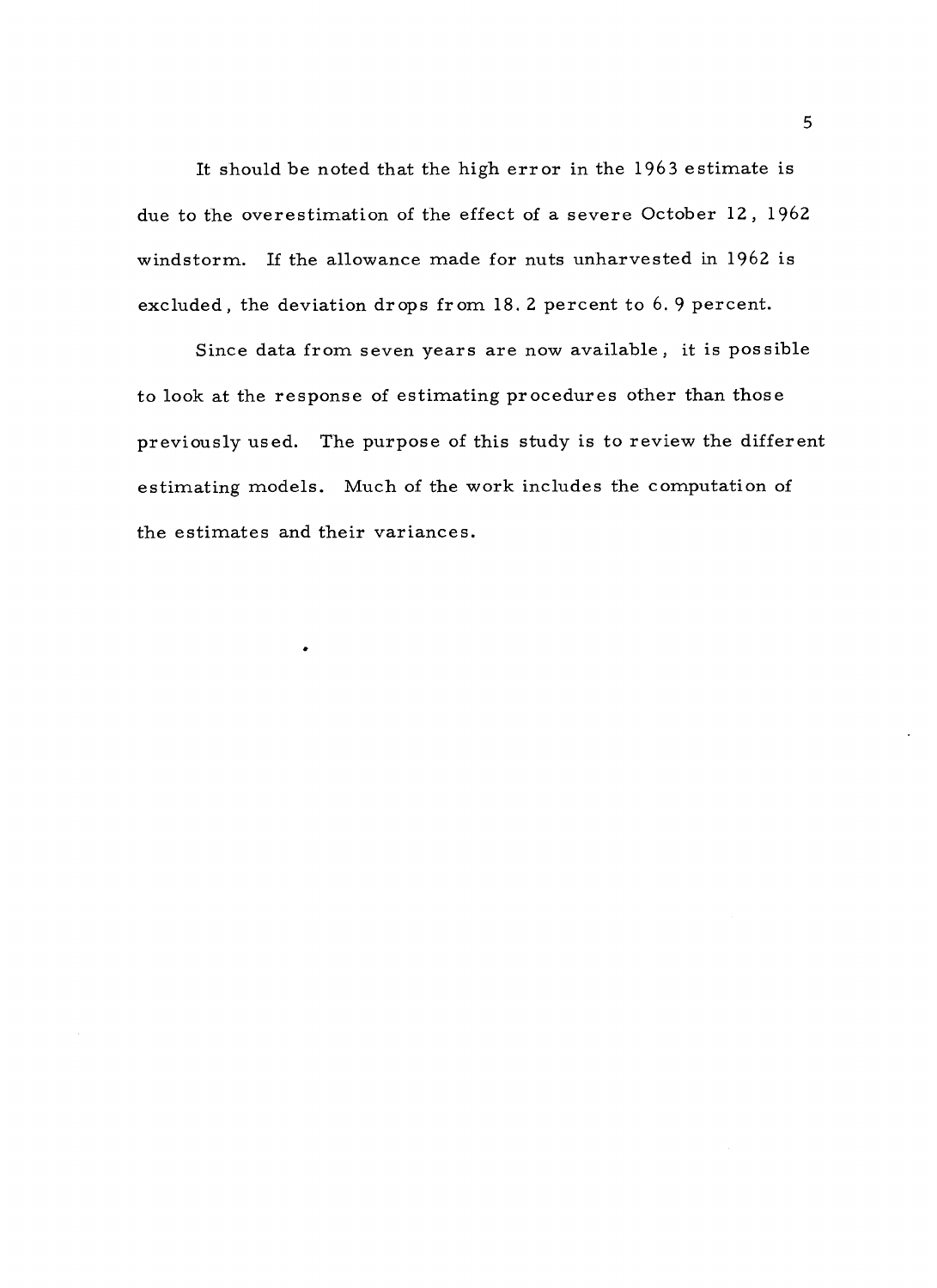It should be noted that the high error in the 1963 estimate is due to the overestimation of the effect of a severe October 12, 1962 windstorm. If the allowance made for nuts unharvested in 1962 is excluded, the deviation drops from 18.2 percent to 6.9 percent.

Since data from seven years are now available, it is possible to look at the response of estimating procedures other than those previously used. The purpose of this study is to review the different estimating models. Much of the work includes the computation of the estimates and their variances.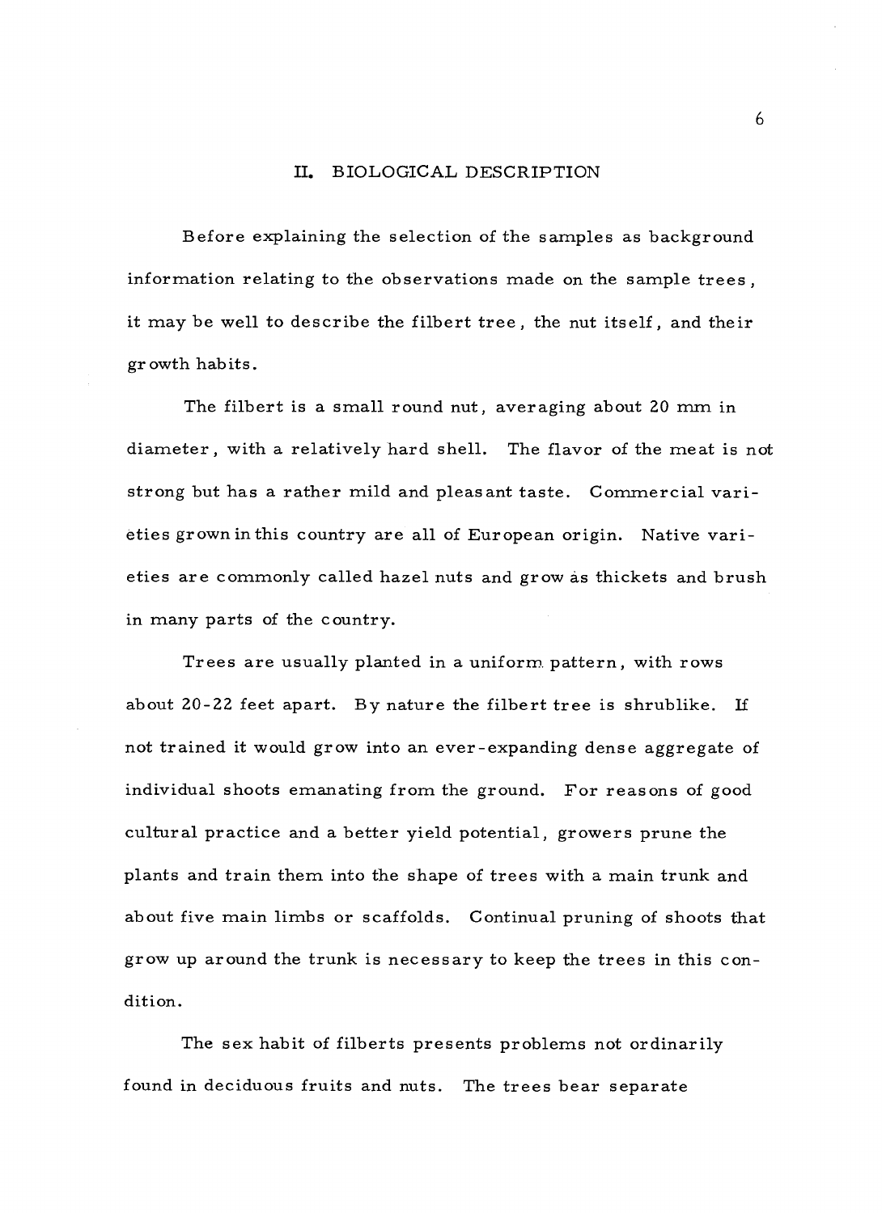## II. BIOLOGICAL DESCRIPTION

Before explaining the selection of the samples as background information relating to the observations made on the sample trees, it may be well to describe the filbert tree, the nut itself, and their growth habits.

The filbert is a small round nut, averaging about 20 mm in diameter, with a relatively hard shell. The flavor of the meat is not strong but has a rather mild and pleasant taste. Commercial varieties grown in this country are all of European origin. Native varieties are commonly called hazel nuts and grow as thickets and brush in many parts of the country.

Trees are usually planted in a uniform pattern, with rows about 20-22 feet apart. By nature the filbert tree is shrublike. If not trained it would grow into an ever-expanding dense aggregate of individual shoots emanating from the ground. For reasons of good cultural practice and a better yield potential, growers prune the plants and train them into the shape of trees with a main trunk and about five main limbs or scaffolds. Continual pruning of shoots that grow up around the trunk is necessary to keep the trees in this condition.

The sex habit of filberts presents problems not ordinarily found in deciduous fruits and nuts. The trees bear separate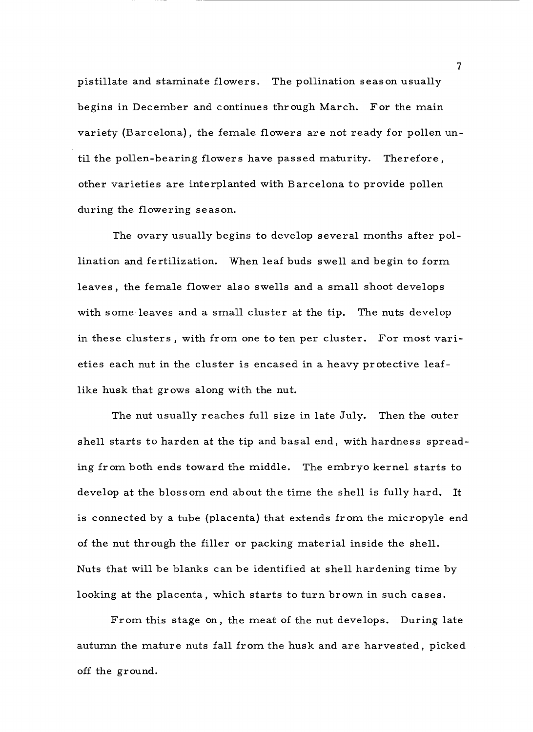pistillate and staminate flowers. The pollination season usually begins in December and continues through March. For the main variety (Barcelona), the female flowers are not ready for pollen until the pollen-bearing flowers have passed maturity. Therefore, other varieties are interplanted with Barcelona to provide pollen during the flowering season.

The ovary usually begins to develop several months after pollination and fertilization. When leaf buds swell and begin to form leaves, the female flower also swells and a small shoot develops with some leaves and a small cluster at the tip. The nuts develop in these clusters, with from one to ten per cluster. For most varieties each nut in the cluster is encased in a heavy protective leaf-like husk that grows along with the nut.

The nut usually reaches full size in late July. Then the outer shell starts to harden at the tip and basal end, with hardness spreading from both ends toward the middle. The embryo kernel starts to develop at the blossom end about the time the shell is fully hard. It is connected by a tube (placenta) that extends from the micropyle end of the nut through the filler or packing material inside the shell. Nuts that will be blanks can be identified at shell hardening time by looking at the placenta, which starts to turn brown in such cases.

From this stage on, the meat of the nut develops. During late autumn the mature nuts fall from the husk and are harvested, picked off the ground.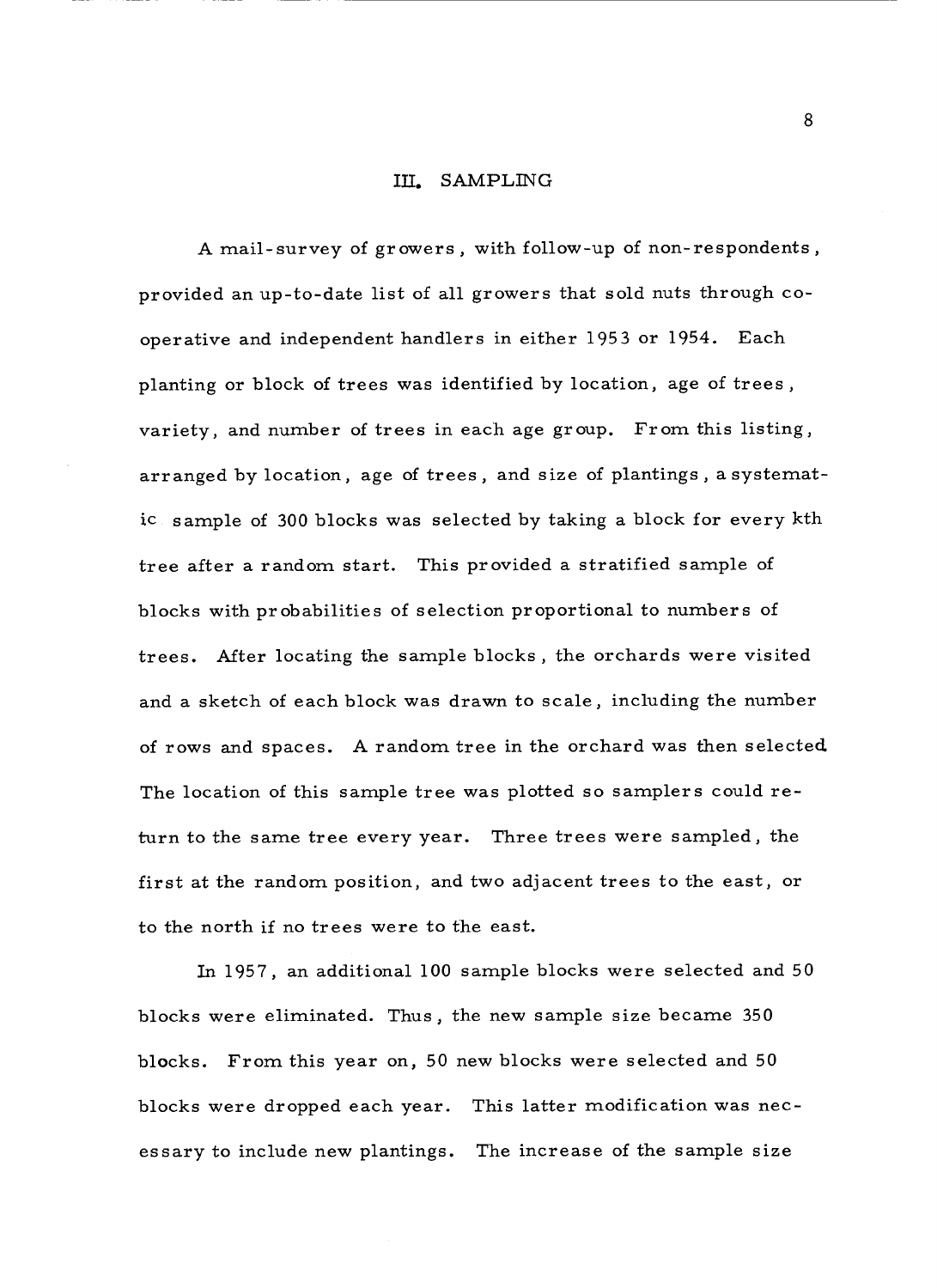## III. SAMPLING

A mail-survey of growers, with follow-up of non-respondents, provided an up-to-date list of all growers that sold nuts through co-operative and independent handlers in either 1953 or 1954. Each planting or block of trees was identified by location, age of trees, variety, and number of trees in each age group. From this listing, arranged by location, age of trees, and size of plantings, a systematic sample of 300 blocks was selected by taking a block for every kth tree after a random start. This provided a stratified sample of blocks with probabilities of selection proportional to numbers of trees. After locating the sample blocks, the orchards were visited and a sketch of each block was drawn to scale, including the number of rows and spaces. A random tree in the orchard was then selected. The location of this sample tree was plotted so samplers could return to the same tree every year. Three trees were sampled, the first at the random position, and two adjacent trees to the east, or to the north if no trees were to the east.

In 1957, an additional 100 sample blocks were selected and 50 blocks were eliminated. Thus, the new sample size became 350 blocks. From this year on, 50 new blocks were selected and 50 blocks were dropped each year. This latter modification was necessary to include new plantings. The increase of the sample size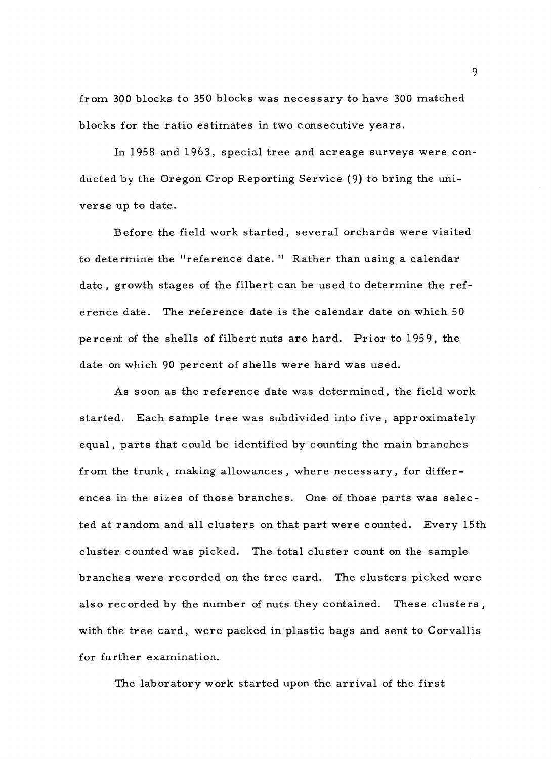from 300 blocks to 350 blocks was necessary to have 300 matched blocks for the ratio estimates in two consecutive years.

In 1958 and 1963, special tree and acreage surveys were conducted by the Oregon Crop Reporting Service (9) to bring the universe up to date.

Before the field work started, several orchards were visited to determine the "reference date." Rather than using a calendar date, growth stages of the filbert can be used to determine the reference date. The reference date is the calendar date on which 50 percent of the shells of filbert nuts are hard. Prior to 1959, the date on which 90 percent of shells were hard was used.

As soon as the reference date was determined, the field work started. Each sample tree was subdivided into five, approximately equal, parts that could be identified by counting the main branches from the trunk, making allowances, where necessary, for differences in the sizes of those branches. One of those parts was selected at random and all clusters on that part were counted. Every 15th cluster counted was picked. The total cluster count on the sample branches were recorded on the tree card. The clusters picked were also recorded by the number of nuts they contained. These clusters, with the tree card, were packed in plastic bags and sent to Corvallis for further examination.

The laboratory work started upon the arrival of the first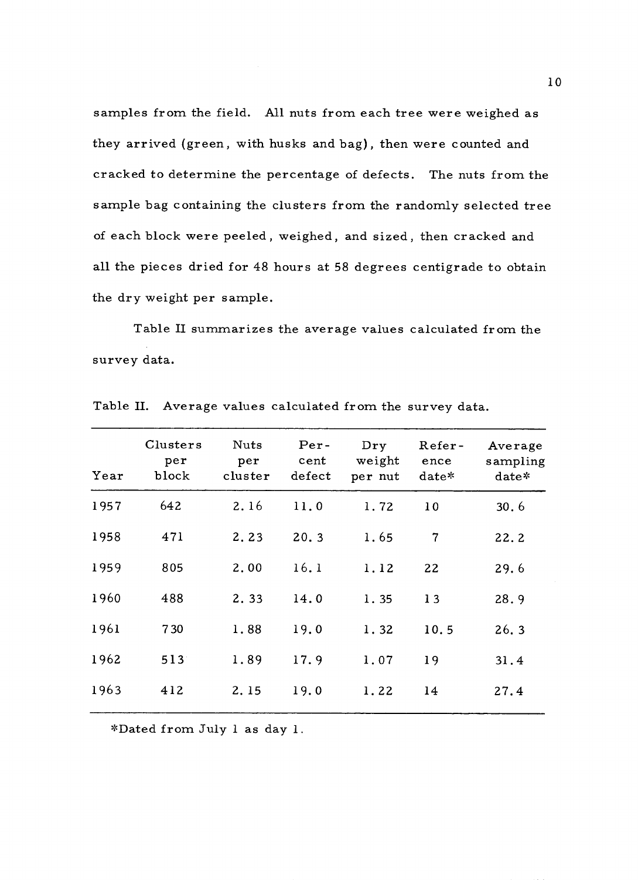samples from the field. All nuts from each tree were weighed as they arrived (green, with husks and bag), then were counted and cracked to determine the percentage of defects. The nuts from the sample bag containing the clusters from the randomly selected tree of each block were peeled, weighed, and sized, then cracked and all the pieces dried for 48 hours at 58 degrees centigrade to obtain the dry weight per sample.

Table II summarizes the average values calculated from the survey data.

Table II. Average values calculated from the survey data.

| Year | Clusters per block | Nuts per cluster | Per-cent defect | Dry weight per nut | Refer-ence date* | Average sampling date* |
|---|---|---|---|---|---|---|
| 1957 | 642 | 2.16 | 11.0 | 1.72 | 10 | 30.6 |
| 1958 | 471 | 2.23 | 20.3 | 1.65 | 7 | 22.2 |
| 1959 | 805 | 2.00 | 16.1 | 1.12 | 22 | 29.6 |
| 1960 | 488 | 2.33 | 14.0 | 1.35 | 13 | 28.9 |
| 1961 | 730 | 1.88 | 19.0 | 1.32 | 10.5 | 26.3 |
| 1962 | 513 | 1.89 | 17.9 | 1.07 | 19 | 31.4 |
| 1963 | 412 | 2.15 | 19.0 | 1.22 | 14 | 27.4 |

*Dated from July 1 as day 1.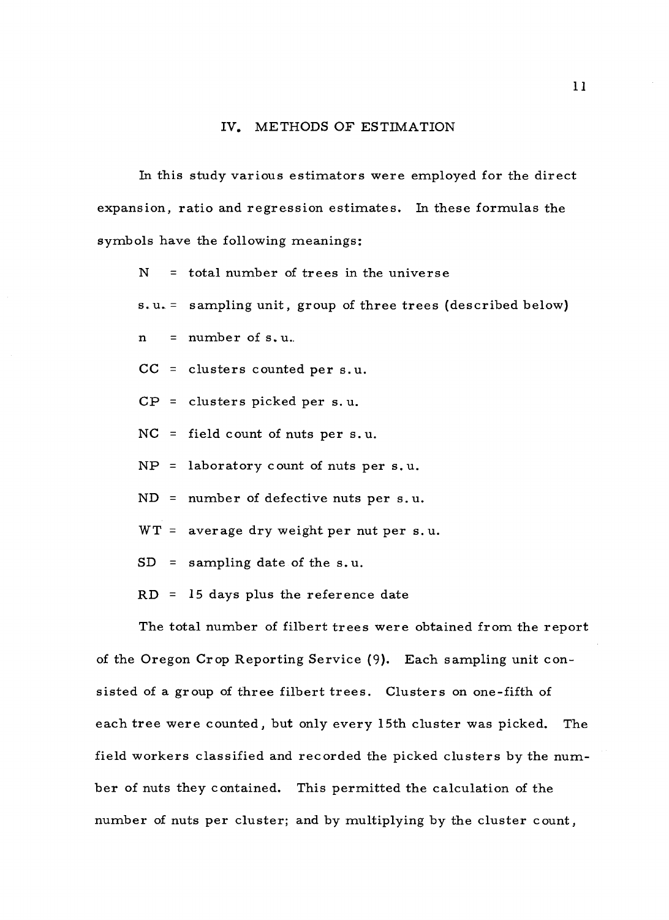## IV. METHODS OF ESTIMATION

In this study various estimators were employed for the direct expansion, ratio and regression estimates. In these formulas the symbols have the following meanings:

N = total number of trees in the universe

s.u. = sampling unit, group of three trees (described below)

n = number of s.u.

CC = clusters counted per s.u.

CP = clusters picked per s.u.

NC = field count of nuts per s.u.

NP = laboratory count of nuts per s.u.

ND = number of defective nuts per s.u.

WT = average dry weight per nut per s.u.

SD = sampling date of the s.u.

RD = 15 days plus the reference date

The total number of filbert trees were obtained from the report of the Oregon Crop Reporting Service (9). Each sampling unit consisted of a group of three filbert trees. Clusters on one-fifth of each tree were counted, but only every 15th cluster was picked. The field workers classified and recorded the picked clusters by the number of nuts they contained. This permitted the calculation of the number of nuts per cluster; and by multiplying by the cluster count,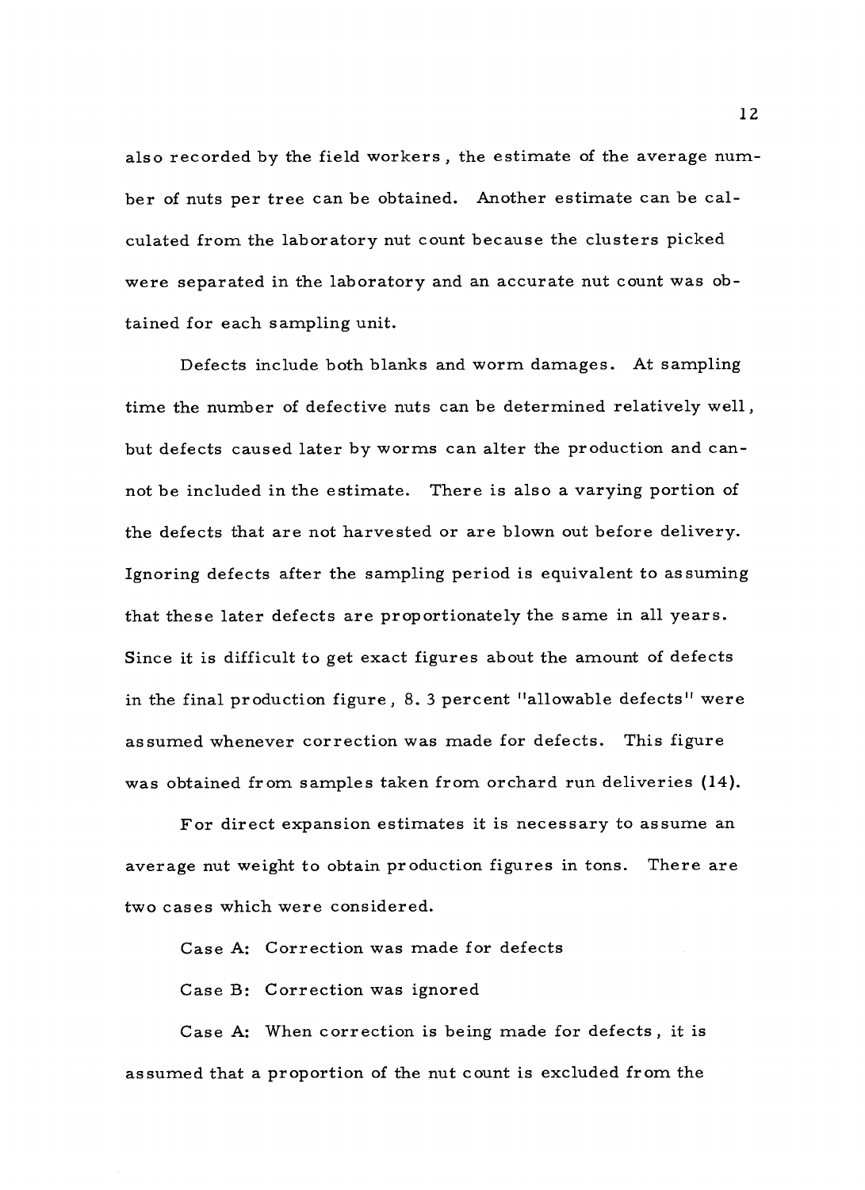also recorded by the field workers, the estimate of the average number of nuts per tree can be obtained. Another estimate can be calculated from the laboratory nut count because the clusters picked were separated in the laboratory and an accurate nut count was obtained for each sampling unit.

Defects include both blanks and worm damages. At sampling time the number of defective nuts can be determined relatively well, but defects caused later by worms can alter the production and cannot be included in the estimate. There is also a varying portion of the defects that are not harvested or are blown out before delivery. Ignoring defects after the sampling period is equivalent to assuming that these later defects are proportionately the same in all years. Since it is difficult to get exact figures about the amount of defects in the final production figure, 8.3 percent "allowable defects" were assumed whenever correction was made for defects. This figure was obtained from samples taken from orchard run deliveries (14).

For direct expansion estimates it is necessary to assume an average nut weight to obtain production figures in tons. There are two cases which were considered.

Case A: Correction was made for defects

Case B: Correction was ignored

Case A: When correction is being made for defects, it is assumed that a proportion of the nut count is excluded from the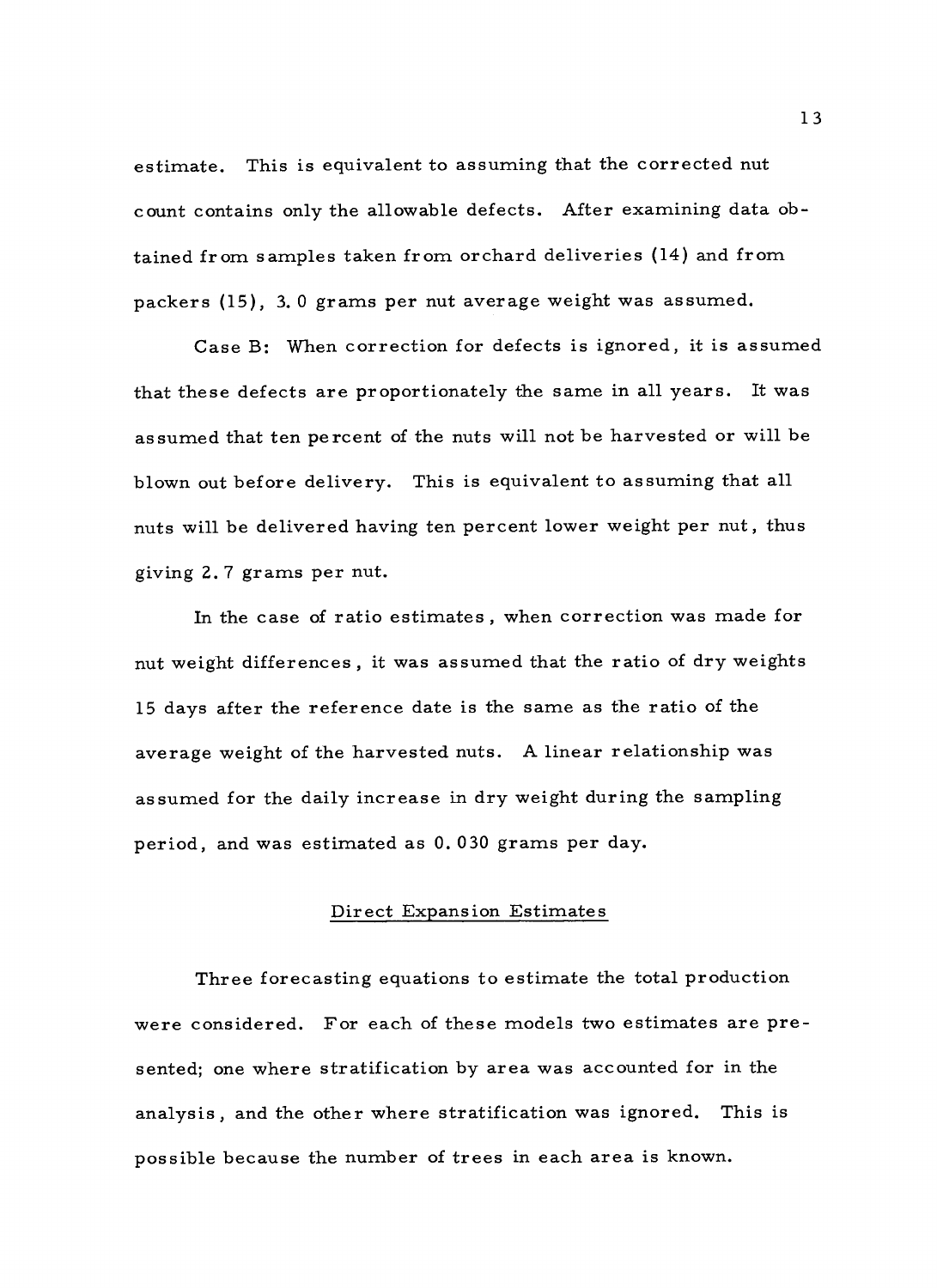estimate. This is equivalent to assuming that the corrected nut count contains only the allowable defects. After examining data obtained from samples taken from orchard deliveries (14) and from packers (15), 3.0 grams per nut average weight was assumed.

Case B: When correction for defects is ignored, it is assumed that these defects are proportionately the same in all years. It was assumed that ten percent of the nuts will not be harvested or will be blown out before delivery. This is equivalent to assuming that all nuts will be delivered having ten percent lower weight per nut, thus giving 2.7 grams per nut.

In the case of ratio estimates, when correction was made for nut weight differences, it was assumed that the ratio of dry weights 15 days after the reference date is the same as the ratio of the average weight of the harvested nuts. A linear relationship was assumed for the daily increase in dry weight during the sampling period, and was estimated as 0.030 grams per day.

## Direct Expansion Estimates

Three forecasting equations to estimate the total production were considered. For each of these models two estimates are presented; one where stratification by area was accounted for in the analysis, and the other where stratification was ignored. This is possible because the number of trees in each area is known.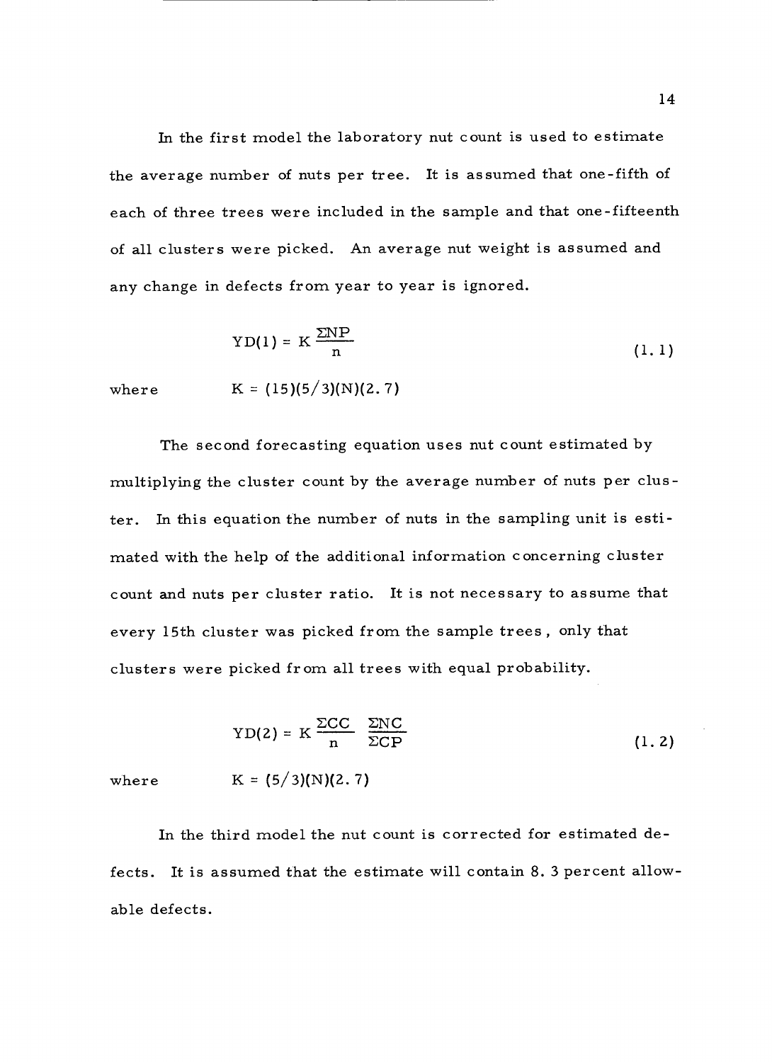In the first model the laboratory nut count is used to estimate the average number of nuts per tree. It is assumed that one-fifth of each of three trees were included in the sample and that one-fifteenth of all clusters were picked. An average nut weight is assumed and any change in defects from year to year is ignored.

$$YD(1) = K \frac{\Sigma NP}{n} \tag{1.1}$$

where $K = (15)(5/3)(N)(2.7)$

The second forecasting equation uses nut count estimated by multiplying the cluster count by the average number of nuts per cluster. In this equation the number of nuts in the sampling unit is estimated with the help of the additional information concerning cluster count and nuts per cluster ratio. It is not necessary to assume that every 15th cluster was picked from the sample trees, only that clusters were picked from all trees with equal probability.

$$YD(2) = K \frac{\Sigma CC}{n} \frac{\Sigma NC}{\Sigma CP} \tag{1.2}$$

where $K = (5/3)(N)(2.7)$

In the third model the nut count is corrected for estimated defects. It is assumed that the estimate will contain 8.3 percent allowable defects.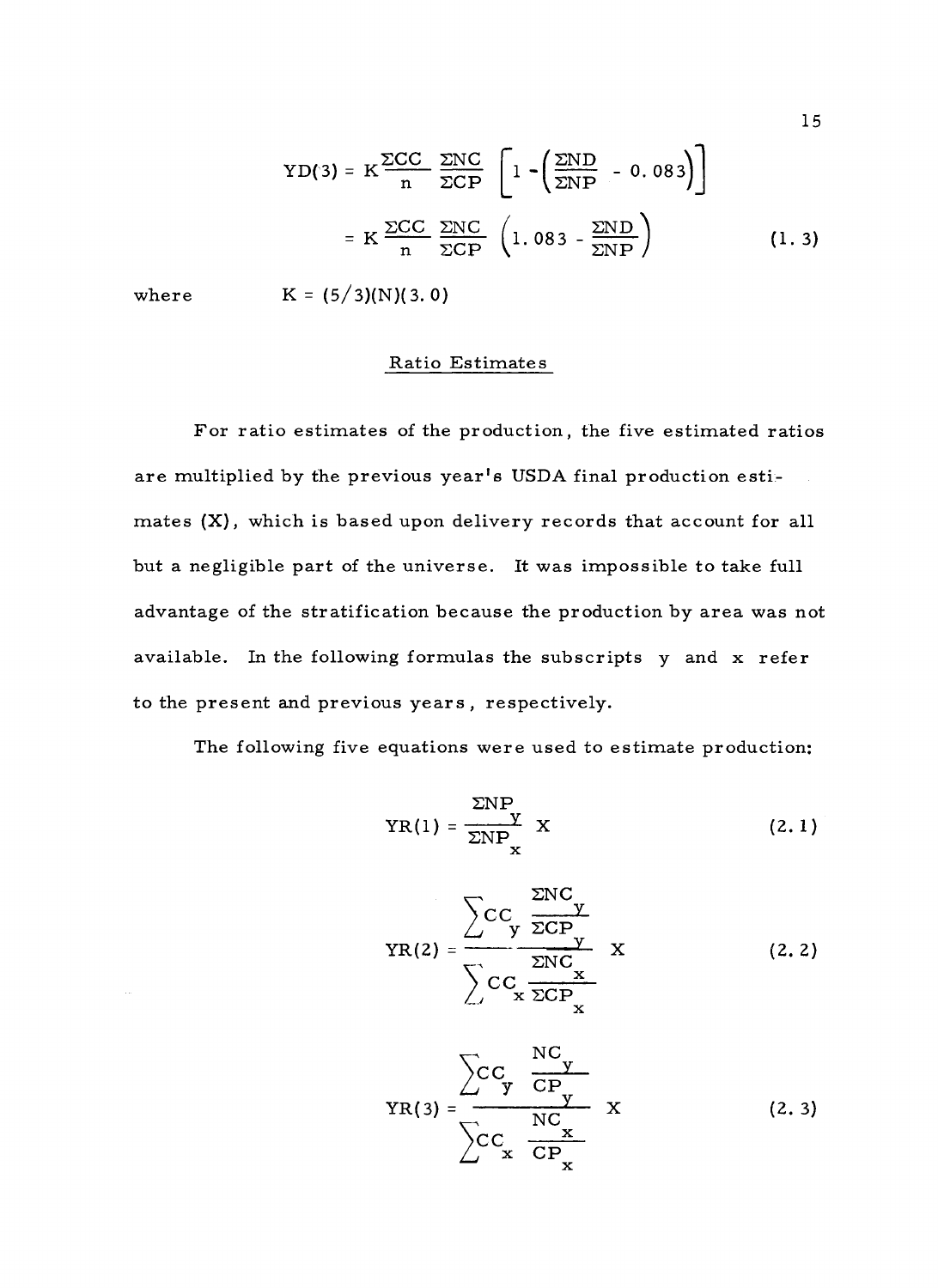$$YD(3) = K \frac{\Sigma CC}{n} \frac{\Sigma NC}{\Sigma CP} \left[ 1 - \left( \frac{\Sigma ND}{\Sigma NP} - 0.083 \right) \right]$$

$$= K \frac{\Sigma CC}{n} \frac{\Sigma NC}{\Sigma CP} \left( 1.083 - \frac{\Sigma ND}{\Sigma NP} \right) \qquad (1.3)$$

where $K = (5/3)(N)(3.0)$

## Ratio Estimates

For ratio estimates of the production, the five estimated ratios are multiplied by the previous year's USDA final production estimates (X), which is based upon delivery records that account for all but a negligible part of the universe. It was impossible to take full advantage of the stratification because the production by area was not available. In the following formulas the subscripts y and x refer to the present and previous years, respectively.

The following five equations were used to estimate production:

$$YR(1) = \frac{\Sigma NP_y}{\Sigma NP_x} X \qquad (2.1)$$

$$YR(2) = \frac{\sum CC_y \frac{\Sigma NC_y}{\Sigma CP_y}}{\sum CC_x \frac{\Sigma NC_x}{\Sigma CP_x}} X \qquad (2.2)$$

$$YR(3) = \frac{\sum CC_y \frac{NC_y}{CP_y}}{\sum CC_x \frac{NC_x}{CP_x}} X \qquad (2.3)$$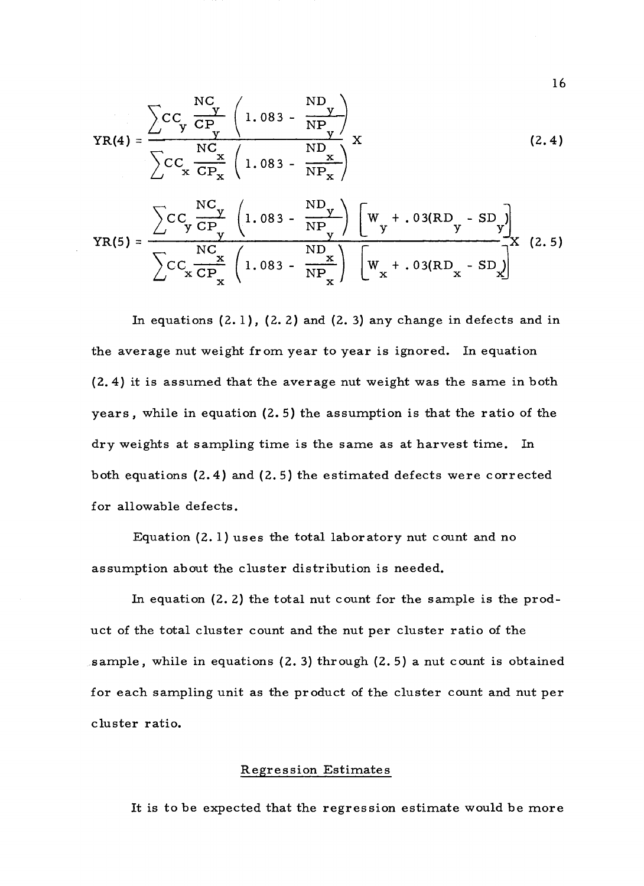$$YR(4) = \frac{\sum CC_y \frac{NC_y}{CP_y}\left(1.083 - \frac{ND_y}{NP_y}\right)}{\sum CC_x \frac{NC_x}{CP_x}\left(1.083 - \frac{ND_x}{NP_x}\right)} X \tag{2.4}$$

$$YR(5) = \frac{\sum CC_y \frac{NC_y}{CP_y}\left(1.083 - \frac{ND_y}{NP_y}\right)\left[W_y + .03(RD_y - SD_y)\right]}{\sum CC_x \frac{NC_x}{CP_x}\left(1.083 - \frac{ND_x}{NP_x}\right)\left[W_x + .03(RD_x - SD_x)\right]} X \tag{2.5}$$

In equations (2.1), (2.2) and (2.3) any change in defects and in the average nut weight from year to year is ignored. In equation (2.4) it is assumed that the average nut weight was the same in both years, while in equation (2.5) the assumption is that the ratio of the dry weights at sampling time is the same as at harvest time. In both equations (2.4) and (2.5) the estimated defects were corrected for allowable defects.

Equation (2.1) uses the total laboratory nut count and no assumption about the cluster distribution is needed.

In equation (2.2) the total nut count for the sample is the product of the total cluster count and the nut per cluster ratio of the sample, while in equations (2.3) through (2.5) a nut count is obtained for each sampling unit as the product of the cluster count and nut per cluster ratio.

## Regression Estimates

It is to be expected that the regression estimate would be more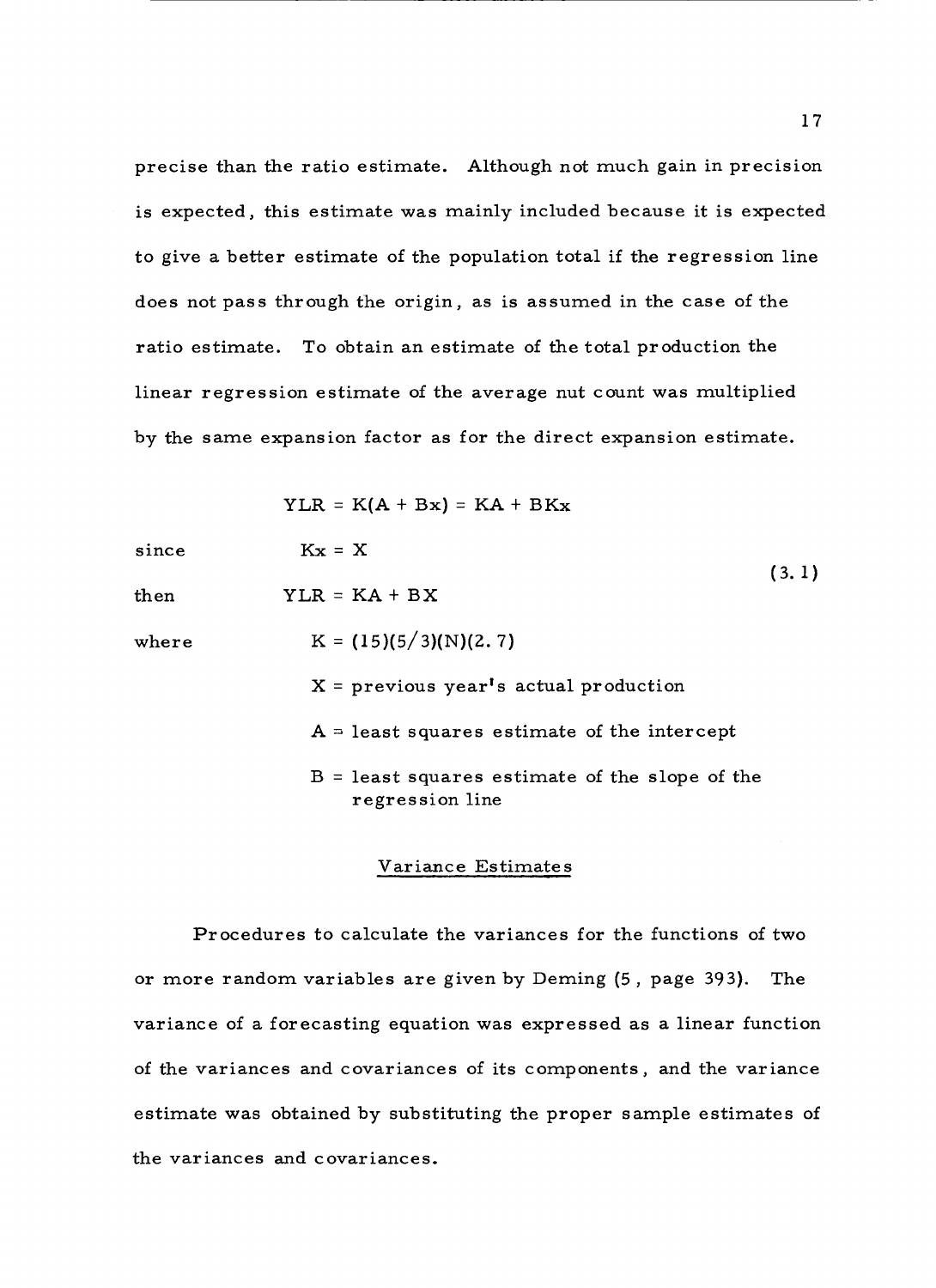precise than the ratio estimate. Although not much gain in precision is expected, this estimate was mainly included because it is expected to give a better estimate of the population total if the regression line does not pass through the origin, as is assumed in the case of the ratio estimate. To obtain an estimate of the total production the linear regression estimate of the average nut count was multiplied by the same expansion factor as for the direct expansion estimate.

$$YLR = K(A + Bx) = KA + BKx$$

since $\quad Kx = X$

then $\quad YLR = KA + BX \qquad (3.1)$

where $\quad K = (15)(5/3)(N)(2.7)$

$X$ = previous year's actual production

$A$ = least squares estimate of the intercept

$B$ = least squares estimate of the slope of the regression line

## Variance Estimates

Procedures to calculate the variances for the functions of two or more random variables are given by Deming (5, page 393). The variance of a forecasting equation was expressed as a linear function of the variances and covariances of its components, and the variance estimate was obtained by substituting the proper sample estimates of the variances and covariances.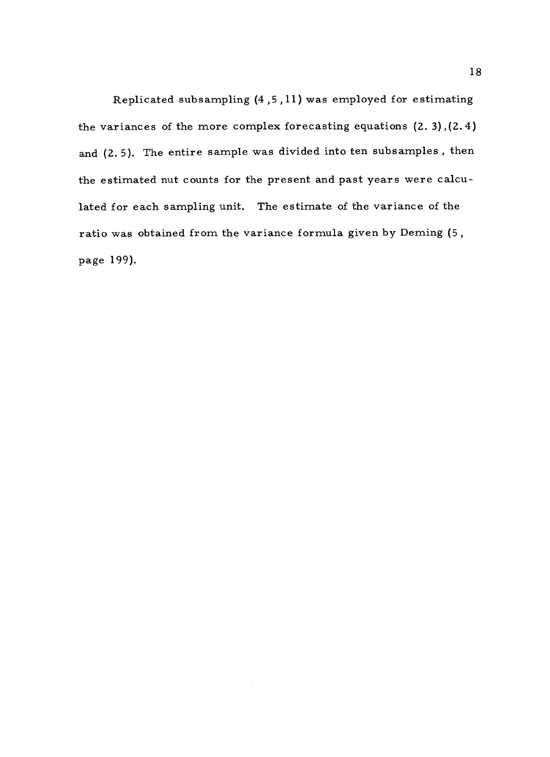Replicated subsampling (4 ,5 ,11) was employed for estimating the variances of the more complex forecasting equations (2. 3),(2. 4) and (2. 5). The entire sample was divided into ten subsamples , then the estimated nut counts for the present and past years were calculated for each sampling unit. The estimate of the variance of the ratio was obtained from the variance formula given by Deming (5 , page 199).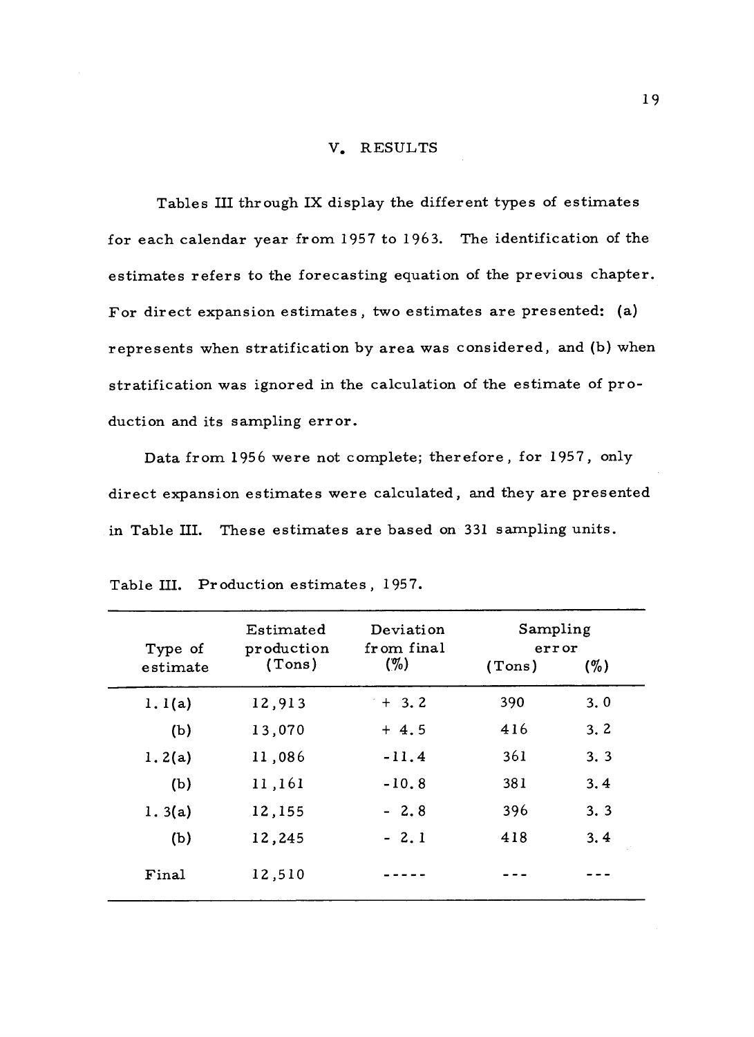## V. RESULTS

Tables III through IX display the different types of estimates for each calendar year from 1957 to 1963. The identification of the estimates refers to the forecasting equation of the previous chapter. For direct expansion estimates, two estimates are presented: (a) represents when stratification by area was considered, and (b) when stratification was ignored in the calculation of the estimate of production and its sampling error.

Data from 1956 were not complete; therefore, for 1957, only direct expansion estimates were calculated, and they are presented in Table III. These estimates are based on 331 sampling units.

Table III. Production estimates, 1957.

| Type of estimate | Estimated production (Tons) | Deviation from final (%) | Sampling error (Tons) | (%) |
|---|---|---|---|---|
| 1.1(a) | 12,913 | + 3.2 | 390 | 3.0 |
| (b) | 13,070 | + 4.5 | 416 | 3.2 |
| 1.2(a) | 11,086 | -11.4 | 361 | 3.3 |
| (b) | 11,161 | -10.8 | 381 | 3.4 |
| 1.3(a) | 12,155 | - 2.8 | 396 | 3.3 |
| (b) | 12,245 | - 2.1 | 418 | 3.4 |
| Final | 12,510 | ----- | --- | --- |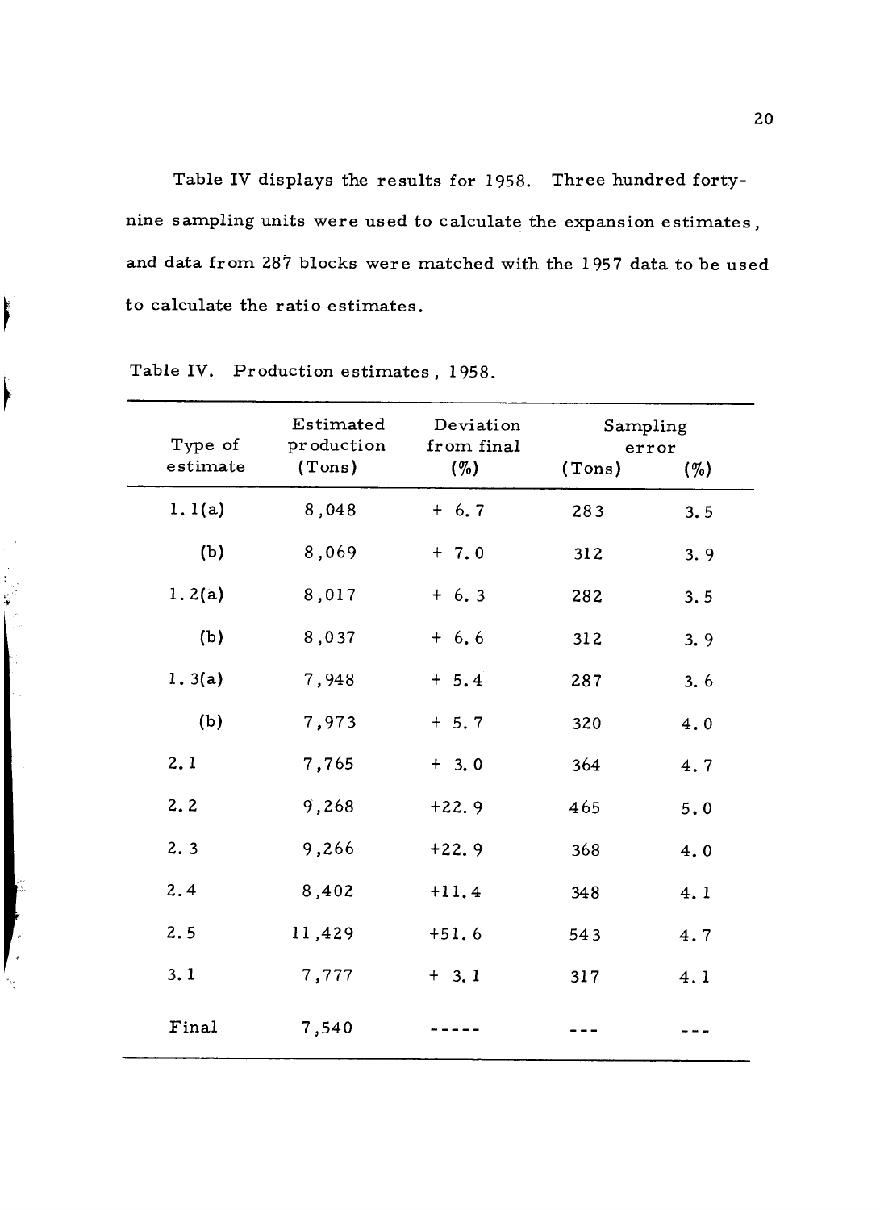Table IV displays the results for 1958. Three hundred forty-nine sampling units were used to calculate the expansion estimates, and data from 287 blocks were matched with the 1957 data to be used to calculate the ratio estimates.

Table IV. Production estimates, 1958.

| Type of estimate | Estimated production (Tons) | Deviation from final (%) | Sampling error (Tons) | (%) |
|---|---|---|---|---|
| 1.1(a) | 8,048 | + 6.7 | 283 | 3.5 |
| (b) | 8,069 | + 7.0 | 312 | 3.9 |
| 1.2(a) | 8,017 | + 6.3 | 282 | 3.5 |
| (b) | 8,037 | + 6.6 | 312 | 3.9 |
| 1.3(a) | 7,948 | + 5.4 | 287 | 3.6 |
| (b) | 7,973 | + 5.7 | 320 | 4.0 |
| 2.1 | 7,765 | + 3.0 | 364 | 4.7 |
| 2.2 | 9,268 | +22.9 | 465 | 5.0 |
| 2.3 | 9,266 | +22.9 | 368 | 4.0 |
| 2.4 | 8,402 | +11.4 | 348 | 4.1 |
| 2.5 | 11,429 | +51.6 | 543 | 4.7 |
| 3.1 | 7,777 | + 3.1 | 317 | 4.1 |
| Final | 7,540 | ----- | --- | --- |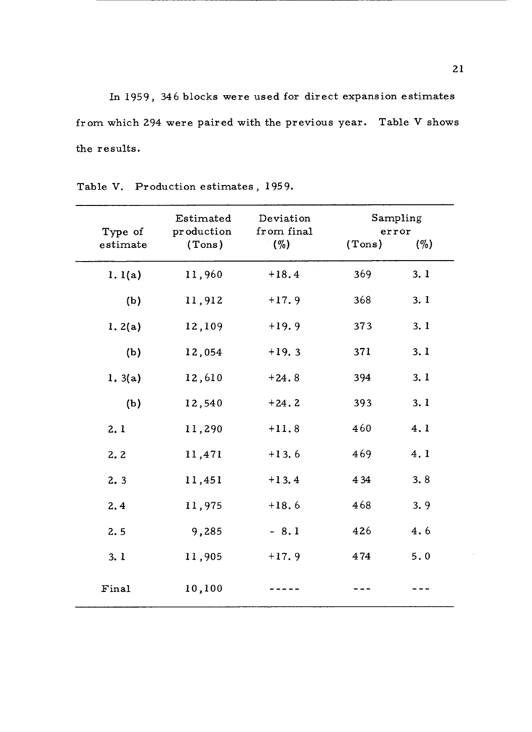In 1959, 346 blocks were used for direct expansion estimates from which 294 were paired with the previous year. Table V shows the results.

Table V. Production estimates, 1959.

| Type of estimate | Estimated production (Tons) | Deviation from final (%) | Sampling error (Tons) | (%) |
|---|---|---|---|---|
| 1. 1(a) | 11,960 | +18.4 | 369 | 3. 1 |
| (b) | 11,912 | +17. 9 | 368 | 3. 1 |
| 1. 2(a) | 12,109 | +19. 9 | 373 | 3. 1 |
| (b) | 12,054 | +19. 3 | 371 | 3. 1 |
| 1. 3(a) | 12,610 | +24. 8 | 394 | 3. 1 |
| (b) | 12,540 | +24. 2 | 393 | 3. 1 |
| 2. 1 | 11,290 | +11. 8 | 460 | 4. 1 |
| 2. 2 | 11,471 | +13. 6 | 469 | 4. 1 |
| 2. 3 | 11,451 | +13. 4 | 434 | 3. 8 |
| 2. 4 | 11,975 | +18. 6 | 468 | 3. 9 |
| 2. 5 | 9,285 | - 8. 1 | 426 | 4. 6 |
| 3. 1 | 11,905 | +17. 9 | 474 | 5. 0 |
| Final | 10,100 | ----- | --- | --- |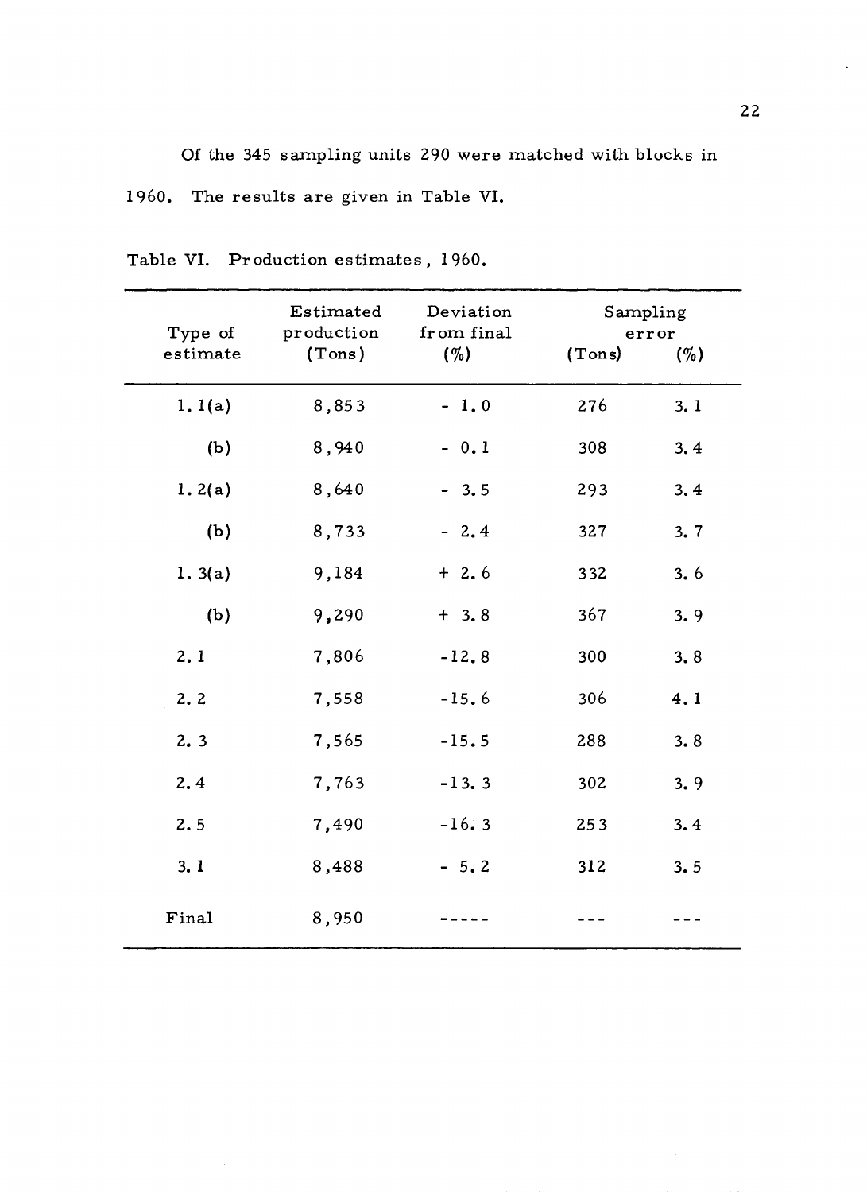Of the 345 sampling units 290 were matched with blocks in 1960. The results are given in Table VI.

Table VI. Production estimates, 1960.

| Type of estimate | Estimated production (Tons) | Deviation from final (%) | Sampling error (Tons) | Sampling error (%) |
|---|---|---|---|---|
| 1.1(a) | 8,853 | - 1.0 | 276 | 3.1 |
| (b) | 8,940 | - 0.1 | 308 | 3.4 |
| 1.2(a) | 8,640 | - 3.5 | 293 | 3.4 |
| (b) | 8,733 | - 2.4 | 327 | 3.7 |
| 1.3(a) | 9,184 | + 2.6 | 332 | 3.6 |
| (b) | 9,290 | + 3.8 | 367 | 3.9 |
| 2.1 | 7,806 | -12.8 | 300 | 3.8 |
| 2.2 | 7,558 | -15.6 | 306 | 4.1 |
| 2.3 | 7,565 | -15.5 | 288 | 3.8 |
| 2.4 | 7,763 | -13.3 | 302 | 3.9 |
| 2.5 | 7,490 | -16.3 | 253 | 3.4 |
| 3.1 | 8,488 | - 5.2 | 312 | 3.5 |
| Final | 8,950 | ----- | --- | --- |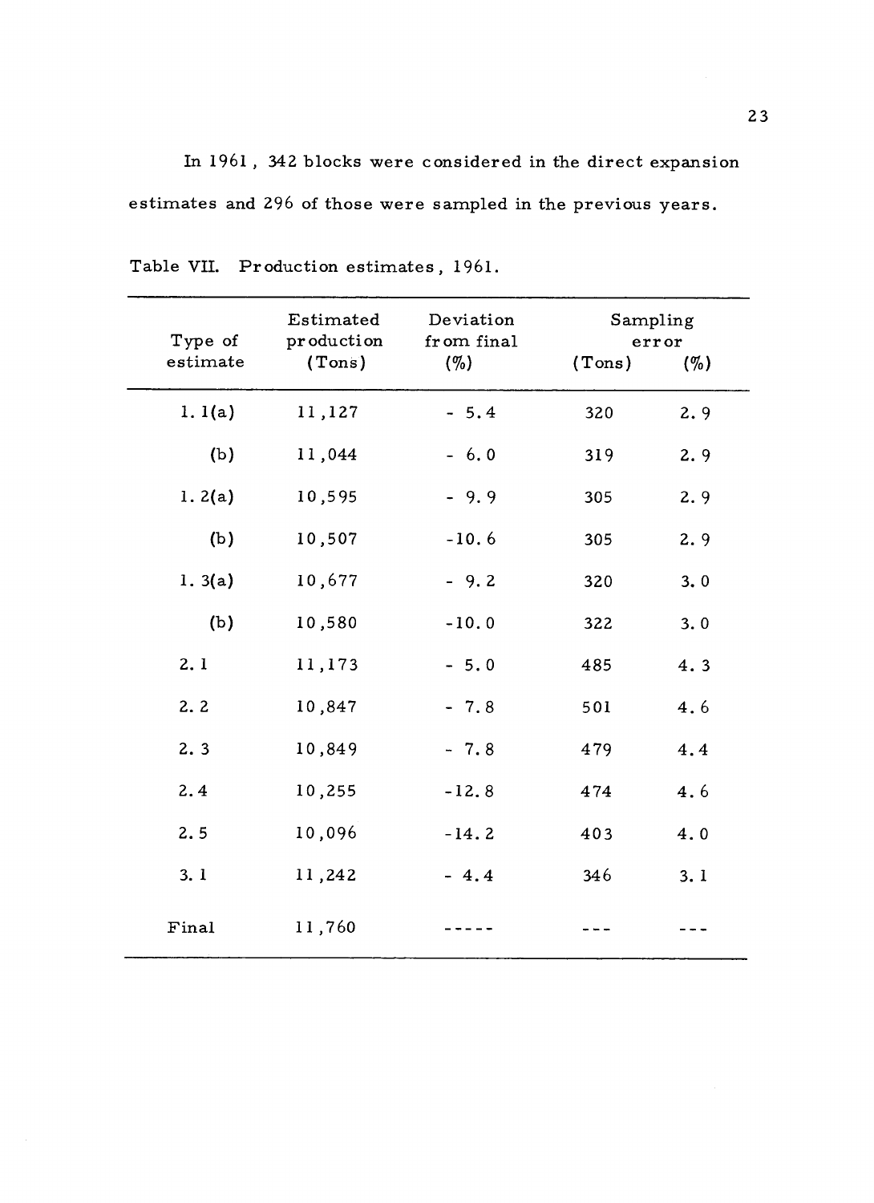In 1961, 342 blocks were considered in the direct expansion estimates and 296 of those were sampled in the previous years.

Table VII. Production estimates, 1961.

| Type of estimate | Estimated production (Tons) | Deviation from final (%) | Sampling error (Tons) | (%) |
|---|---|---|---|---|
| 1.1(a) | 11,127 | - 5.4 | 320 | 2.9 |
| (b) | 11,044 | - 6.0 | 319 | 2.9 |
| 1.2(a) | 10,595 | - 9.9 | 305 | 2.9 |
| (b) | 10,507 | -10.6 | 305 | 2.9 |
| 1.3(a) | 10,677 | - 9.2 | 320 | 3.0 |
| (b) | 10,580 | -10.0 | 322 | 3.0 |
| 2.1 | 11,173 | - 5.0 | 485 | 4.3 |
| 2.2 | 10,847 | - 7.8 | 501 | 4.6 |
| 2.3 | 10,849 | - 7.8 | 479 | 4.4 |
| 2.4 | 10,255 | -12.8 | 474 | 4.6 |
| 2.5 | 10,096 | -14.2 | 403 | 4.0 |
| 3.1 | 11,242 | - 4.4 | 346 | 3.1 |
| Final | 11,760 | ----- | --- | --- |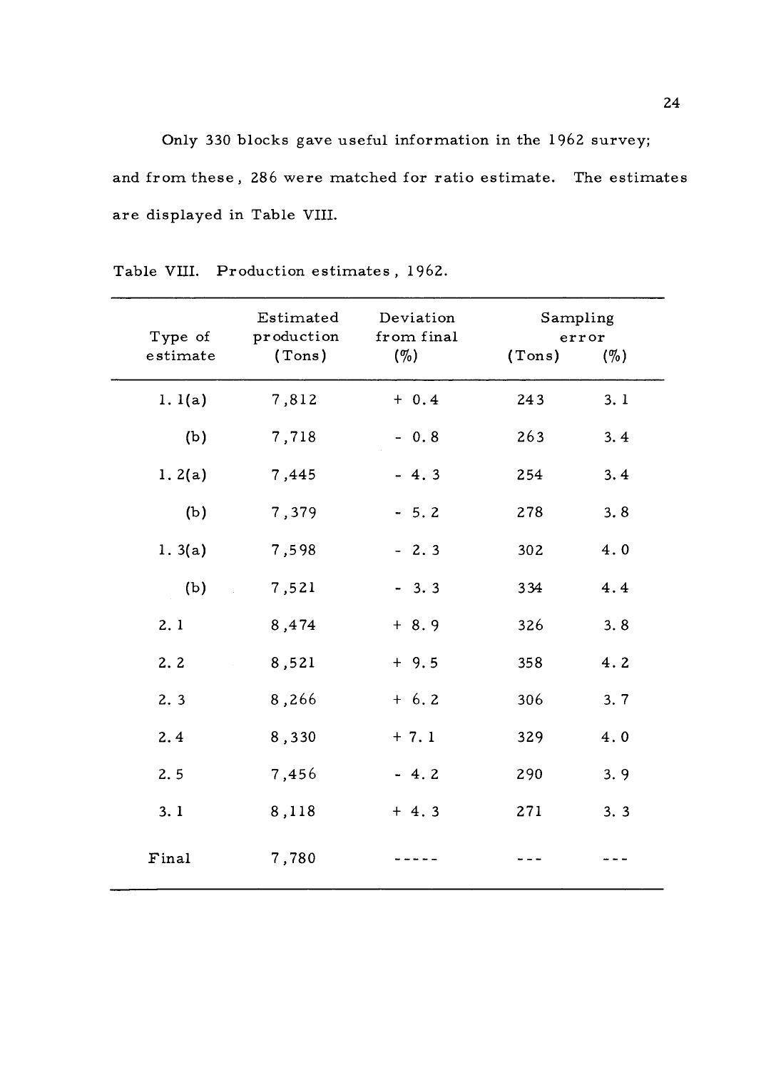Only 330 blocks gave useful information in the 1962 survey; and from these, 286 were matched for ratio estimate. The estimates are displayed in Table VIII.

Table VIII. Production estimates, 1962.

| Type of estimate | Estimated production (Tons) | Deviation from final (%) | Sampling error (Tons) | (%) |
|---|---|---|---|---|
| 1.1(a) | 7,812 | + 0.4 | 243 | 3.1 |
| (b) | 7,718 | - 0.8 | 263 | 3.4 |
| 1.2(a) | 7,445 | - 4.3 | 254 | 3.4 |
| (b) | 7,379 | - 5.2 | 278 | 3.8 |
| 1.3(a) | 7,598 | - 2.3 | 302 | 4.0 |
| (b) | 7,521 | - 3.3 | 334 | 4.4 |
| 2.1 | 8,474 | + 8.9 | 326 | 3.8 |
| 2.2 | 8,521 | + 9.5 | 358 | 4.2 |
| 2.3 | 8,266 | + 6.2 | 306 | 3.7 |
| 2.4 | 8,330 | + 7.1 | 329 | 4.0 |
| 2.5 | 7,456 | - 4.2 | 290 | 3.9 |
| 3.1 | 8,118 | + 4.3 | 271 | 3.3 |
| Final | 7,780 | ----- | --- | --- |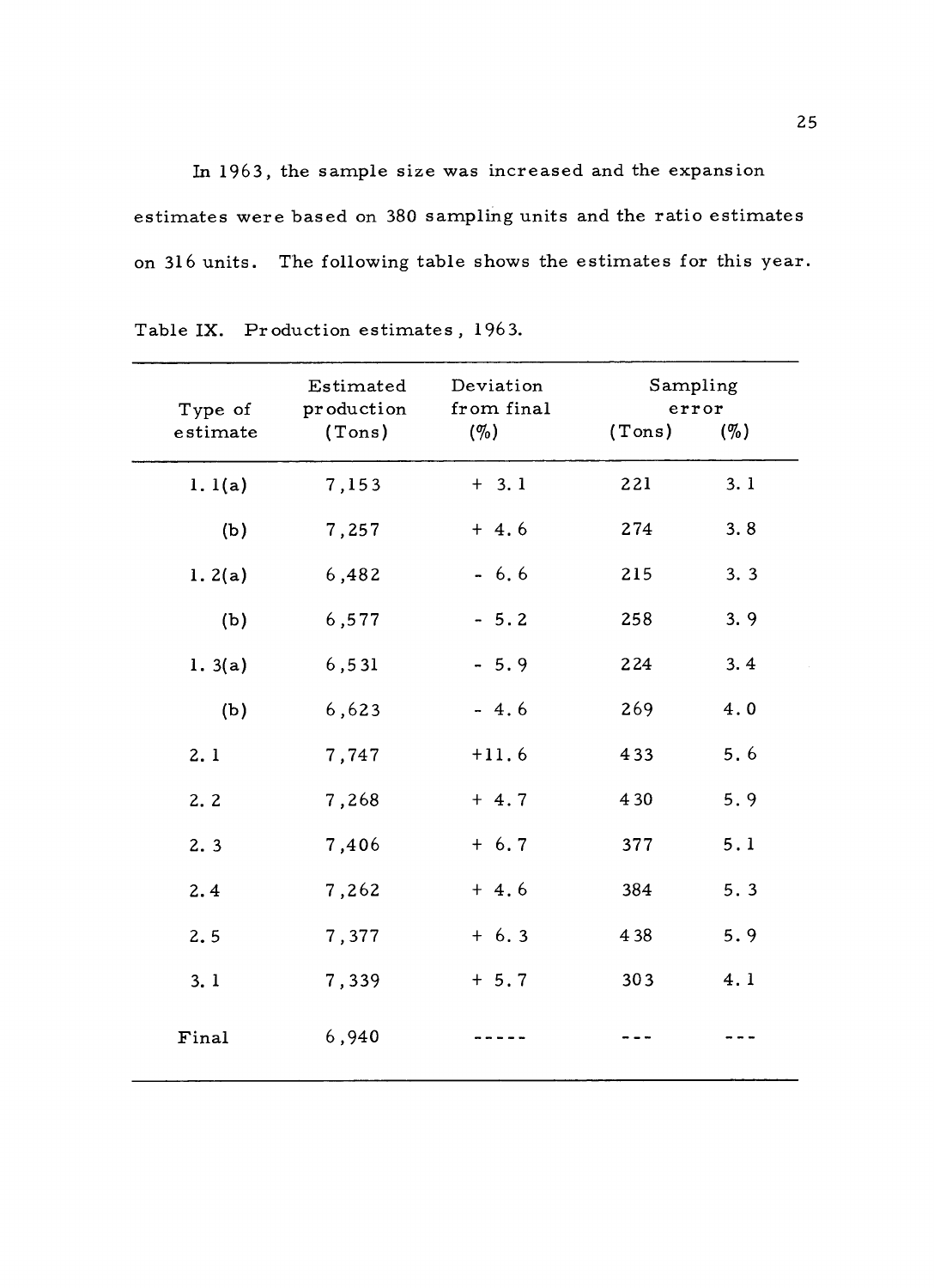In 1963, the sample size was increased and the expansion estimates were based on 380 sampling units and the ratio estimates on 316 units. The following table shows the estimates for this year.

Table IX. Production estimates, 1963.

| Type of estimate | Estimated production (Tons) | Deviation from final (%) | Sampling error (Tons) | Sampling error (%) |
|---|---|---|---|---|
| 1. 1(a) | 7,153 | + 3.1 | 221 | 3.1 |
| (b) | 7,257 | + 4.6 | 274 | 3.8 |
| 1. 2(a) | 6,482 | - 6.6 | 215 | 3.3 |
| (b) | 6,577 | - 5.2 | 258 | 3.9 |
| 1. 3(a) | 6,531 | - 5.9 | 224 | 3.4 |
| (b) | 6,623 | - 4.6 | 269 | 4.0 |
| 2. 1 | 7,747 | +11.6 | 433 | 5.6 |
| 2. 2 | 7,268 | + 4.7 | 430 | 5.9 |
| 2. 3 | 7,406 | + 6.7 | 377 | 5.1 |
| 2. 4 | 7,262 | + 4.6 | 384 | 5.3 |
| 2. 5 | 7,377 | + 6.3 | 438 | 5.9 |
| 3. 1 | 7,339 | + 5.7 | 303 | 4.1 |
| Final | 6,940 | ----- | --- | --- |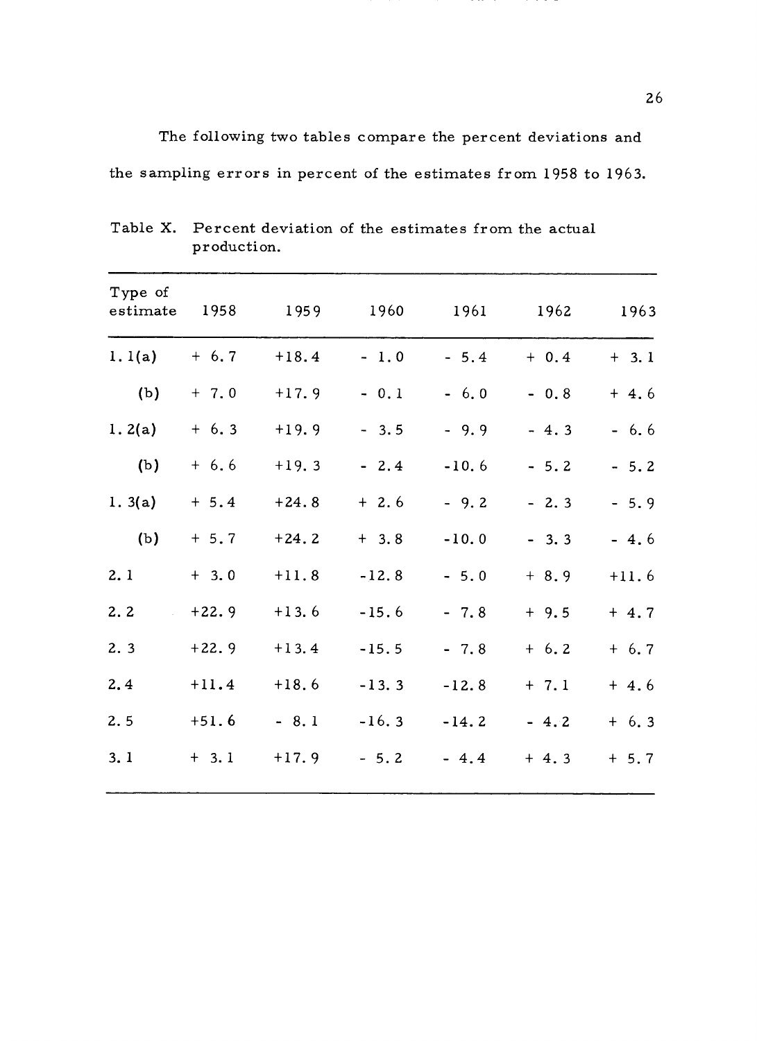The following two tables compare the percent deviations and the sampling errors in percent of the estimates from 1958 to 1963.

Table X. Percent deviation of the estimates from the actual production.

| Type of estimate | 1958 | 1959 | 1960 | 1961 | 1962 | 1963 |
|---|---|---|---|---|---|---|
| 1.1(a) | + 6.7 | +18.4 | - 1.0 | - 5.4 | + 0.4 | + 3.1 |
| (b) | + 7.0 | +17.9 | - 0.1 | - 6.0 | - 0.8 | + 4.6 |
| 1.2(a) | + 6.3 | +19.9 | - 3.5 | - 9.9 | - 4.3 | - 6.6 |
| (b) | + 6.6 | +19.3 | - 2.4 | -10.6 | - 5.2 | - 5.2 |
| 1.3(a) | + 5.4 | +24.8 | + 2.6 | - 9.2 | - 2.3 | - 5.9 |
| (b) | + 5.7 | +24.2 | + 3.8 | -10.0 | - 3.3 | - 4.6 |
| 2.1 | + 3.0 | +11.8 | -12.8 | - 5.0 | + 8.9 | +11.6 |
| 2.2 | +22.9 | +13.6 | -15.6 | - 7.8 | + 9.5 | + 4.7 |
| 2.3 | +22.9 | +13.4 | -15.5 | - 7.8 | + 6.2 | + 6.7 |
| 2.4 | +11.4 | +18.6 | -13.3 | -12.8 | + 7.1 | + 4.6 |
| 2.5 | +51.6 | - 8.1 | -16.3 | -14.2 | - 4.2 | + 6.3 |
| 3.1 | + 3.1 | +17.9 | - 5.2 | - 4.4 | + 4.3 | + 5.7 |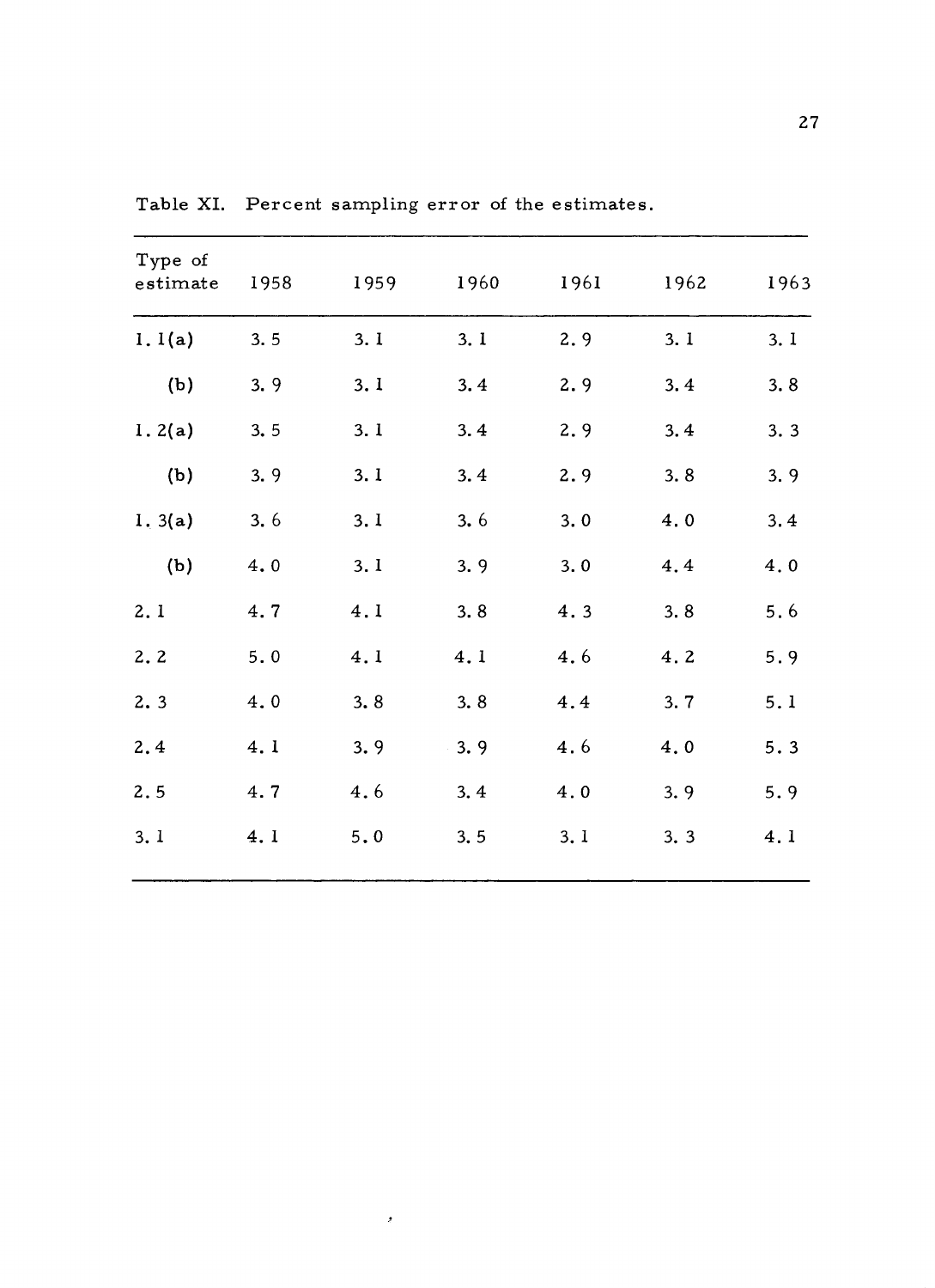Table XI. Percent sampling error of the estimates.

| Type of estimate | 1958 | 1959 | 1960 | 1961 | 1962 | 1963 |
|---|---|---|---|---|---|---|
| 1.1(a) | 3.5 | 3.1 | 3.1 | 2.9 | 3.1 | 3.1 |
| (b) | 3.9 | 3.1 | 3.4 | 2.9 | 3.4 | 3.8 |
| 1.2(a) | 3.5 | 3.1 | 3.4 | 2.9 | 3.4 | 3.3 |
| (b) | 3.9 | 3.1 | 3.4 | 2.9 | 3.8 | 3.9 |
| 1.3(a) | 3.6 | 3.1 | 3.6 | 3.0 | 4.0 | 3.4 |
| (b) | 4.0 | 3.1 | 3.9 | 3.0 | 4.4 | 4.0 |
| 2.1 | 4.7 | 4.1 | 3.8 | 4.3 | 3.8 | 5.6 |
| 2.2 | 5.0 | 4.1 | 4.1 | 4.6 | 4.2 | 5.9 |
| 2.3 | 4.0 | 3.8 | 3.8 | 4.4 | 3.7 | 5.1 |
| 2.4 | 4.1 | 3.9 | 3.9 | 4.6 | 4.0 | 5.3 |
| 2.5 | 4.7 | 4.6 | 3.4 | 4.0 | 3.9 | 5.9 |
| 3.1 | 4.1 | 5.0 | 3.5 | 3.1 | 3.3 | 4.1 |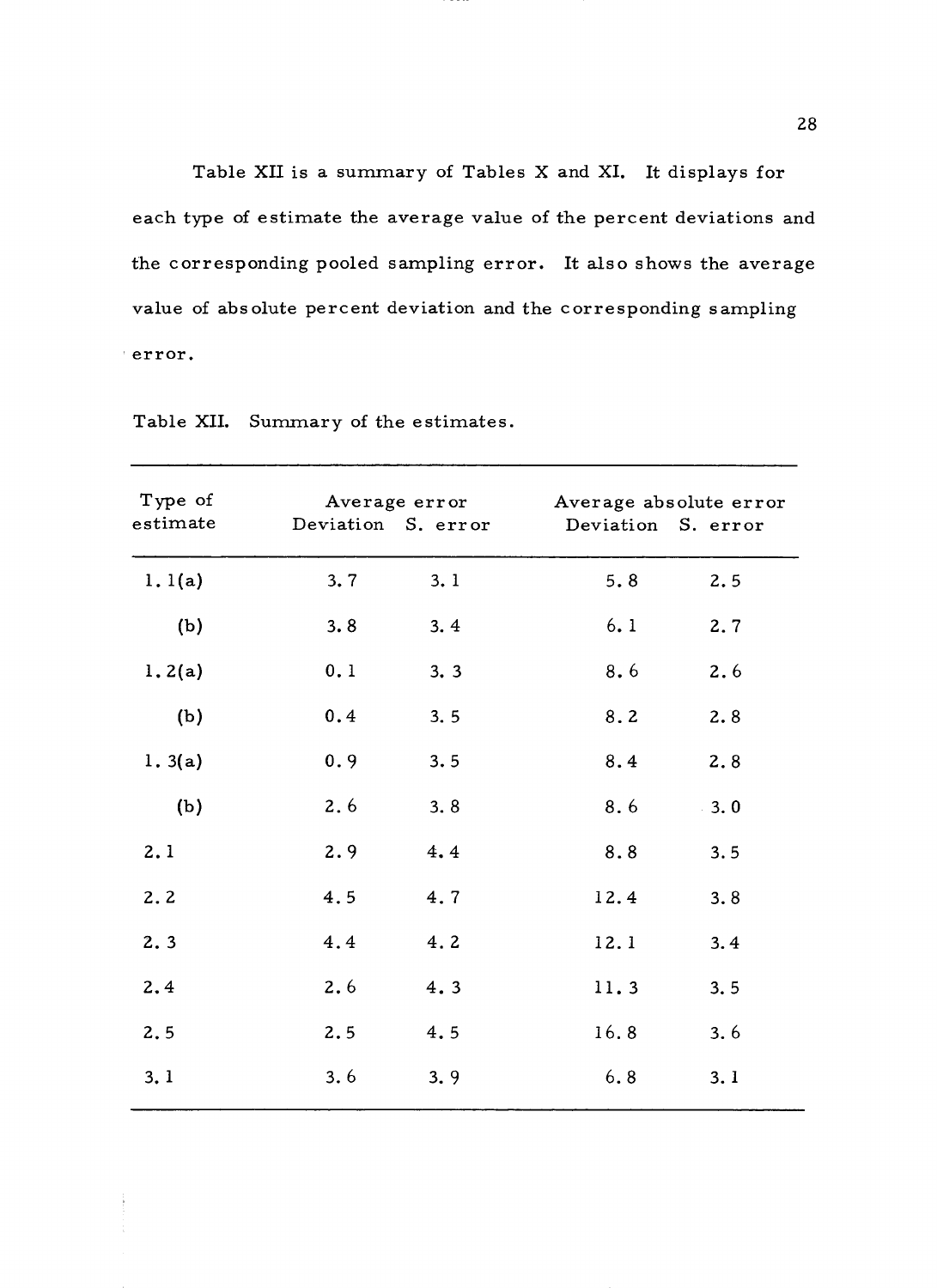Table XII is a summary of Tables X and XI. It displays for each type of estimate the average value of the percent deviations and the corresponding pooled sampling error. It also shows the average value of absolute percent deviation and the corresponding sampling error.

Table XII. Summary of the estimates.

| Type of estimate | Average error | | Average absolute error | |
|---|---|---|---|---|
| | Deviation | S. error | Deviation | S. error |
| 1.1(a) | 3.7 | 3.1 | 5.8 | 2.5 |
| (b) | 3.8 | 3.4 | 6.1 | 2.7 |
| 1.2(a) | 0.1 | 3.3 | 8.6 | 2.6 |
| (b) | 0.4 | 3.5 | 8.2 | 2.8 |
| 1.3(a) | 0.9 | 3.5 | 8.4 | 2.8 |
| (b) | 2.6 | 3.8 | 8.6 | 3.0 |
| 2.1 | 2.9 | 4.4 | 8.8 | 3.5 |
| 2.2 | 4.5 | 4.7 | 12.4 | 3.8 |
| 2.3 | 4.4 | 4.2 | 12.1 | 3.4 |
| 2.4 | 2.6 | 4.3 | 11.3 | 3.5 |
| 2.5 | 2.5 | 4.5 | 16.8 | 3.6 |
| 3.1 | 3.6 | 3.9 | 6.8 | 3.1 |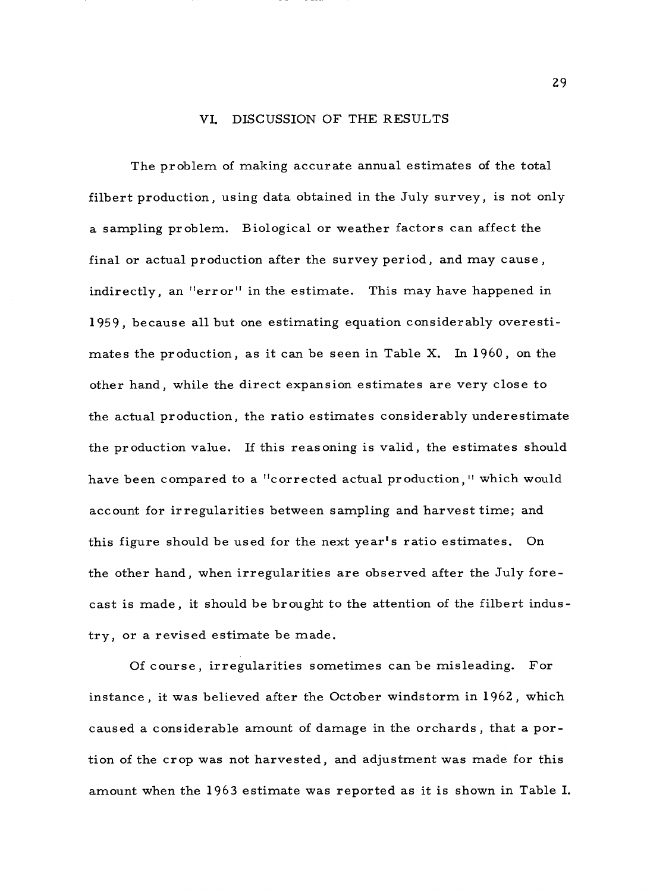## VI. DISCUSSION OF THE RESULTS

The problem of making accurate annual estimates of the total filbert production, using data obtained in the July survey, is not only a sampling problem. Biological or weather factors can affect the final or actual production after the survey period, and may cause, indirectly, an "error" in the estimate. This may have happened in 1959, because all but one estimating equation considerably overestimates the production, as it can be seen in Table X. In 1960, on the other hand, while the direct expansion estimates are very close to the actual production, the ratio estimates considerably underestimate the production value. If this reasoning is valid, the estimates should have been compared to a "corrected actual production," which would account for irregularities between sampling and harvest time; and this figure should be used for the next year's ratio estimates. On the other hand, when irregularities are observed after the July forecast is made, it should be brought to the attention of the filbert industry, or a revised estimate be made.

Of course, irregularities sometimes can be misleading. For instance, it was believed after the October windstorm in 1962, which caused a considerable amount of damage in the orchards, that a portion of the crop was not harvested, and adjustment was made for this amount when the 1963 estimate was reported as it is shown in Table I.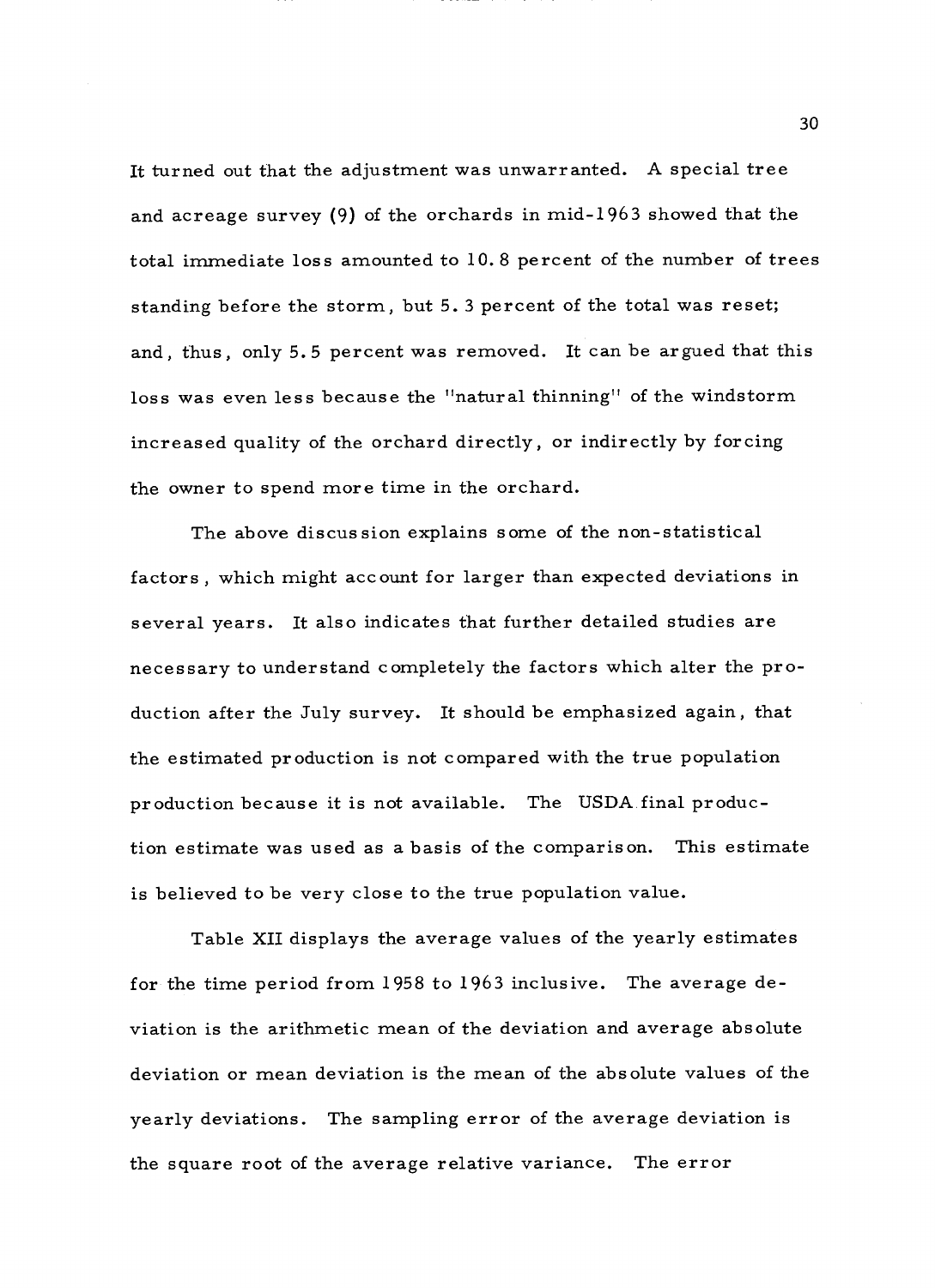It turned out that the adjustment was unwarranted. A special tree and acreage survey (9) of the orchards in mid-1963 showed that the total immediate loss amounted to 10.8 percent of the number of trees standing before the storm, but 5.3 percent of the total was reset; and, thus, only 5.5 percent was removed. It can be argued that this loss was even less because the "natural thinning" of the windstorm increased quality of the orchard directly, or indirectly by forcing the owner to spend more time in the orchard.

The above discussion explains some of the non-statistical factors, which might account for larger than expected deviations in several years. It also indicates that further detailed studies are necessary to understand completely the factors which alter the production after the July survey. It should be emphasized again, that the estimated production is not compared with the true population production because it is not available. The USDA final production estimate was used as a basis of the comparison. This estimate is believed to be very close to the true population value.

Table XII displays the average values of the yearly estimates for the time period from 1958 to 1963 inclusive. The average deviation is the arithmetic mean of the deviation and average absolute deviation or mean deviation is the mean of the absolute values of the yearly deviations. The sampling error of the average deviation is the square root of the average relative variance. The error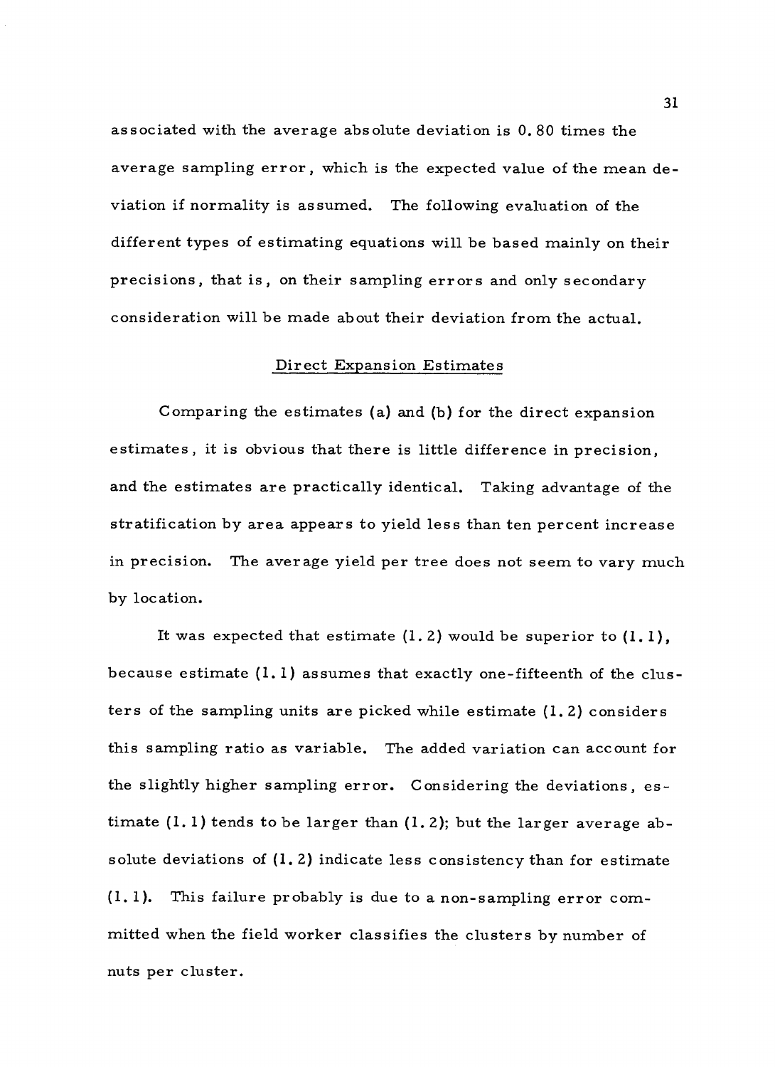associated with the average absolute deviation is 0.80 times the average sampling error, which is the expected value of the mean deviation if normality is assumed. The following evaluation of the different types of estimating equations will be based mainly on their precisions, that is, on their sampling errors and only secondary consideration will be made about their deviation from the actual.

## Direct Expansion Estimates

Comparing the estimates (a) and (b) for the direct expansion estimates, it is obvious that there is little difference in precision, and the estimates are practically identical. Taking advantage of the stratification by area appears to yield less than ten percent increase in precision. The average yield per tree does not seem to vary much by location.

It was expected that estimate (1.2) would be superior to (1.1), because estimate (1.1) assumes that exactly one-fifteenth of the clusters of the sampling units are picked while estimate (1.2) considers this sampling ratio as variable. The added variation can account for the slightly higher sampling error. Considering the deviations, estimate (1.1) tends to be larger than (1.2); but the larger average absolute deviations of (1.2) indicate less consistency than for estimate (1.1). This failure probably is due to a non-sampling error committed when the field worker classifies the clusters by number of nuts per cluster.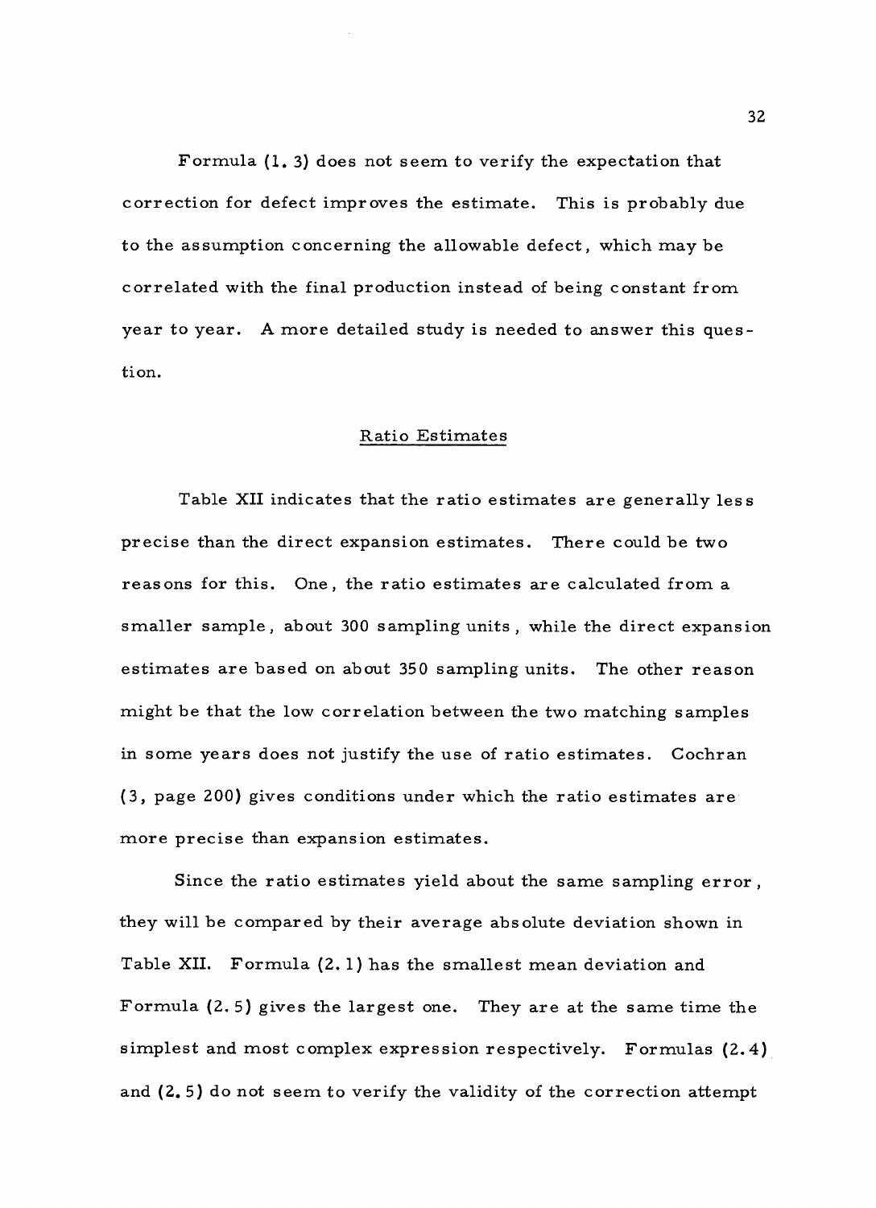Formula (1. 3) does not seem to verify the expectation that correction for defect improves the estimate. This is probably due to the assumption concerning the allowable defect, which may be correlated with the final production instead of being constant from year to year. A more detailed study is needed to answer this question.

## Ratio Estimates

Table XII indicates that the ratio estimates are generally less precise than the direct expansion estimates. There could be two reasons for this. One, the ratio estimates are calculated from a smaller sample, about 300 sampling units, while the direct expansion estimates are based on about 350 sampling units. The other reason might be that the low correlation between the two matching samples in some years does not justify the use of ratio estimates. Cochran (3, page 200) gives conditions under which the ratio estimates are more precise than expansion estimates.

Since the ratio estimates yield about the same sampling error, they will be compared by their average absolute deviation shown in Table XII. Formula (2. 1) has the smallest mean deviation and Formula (2. 5) gives the largest one. They are at the same time the simplest and most complex expression respectively. Formulas (2. 4) and (2. 5) do not seem to verify the validity of the correction attempt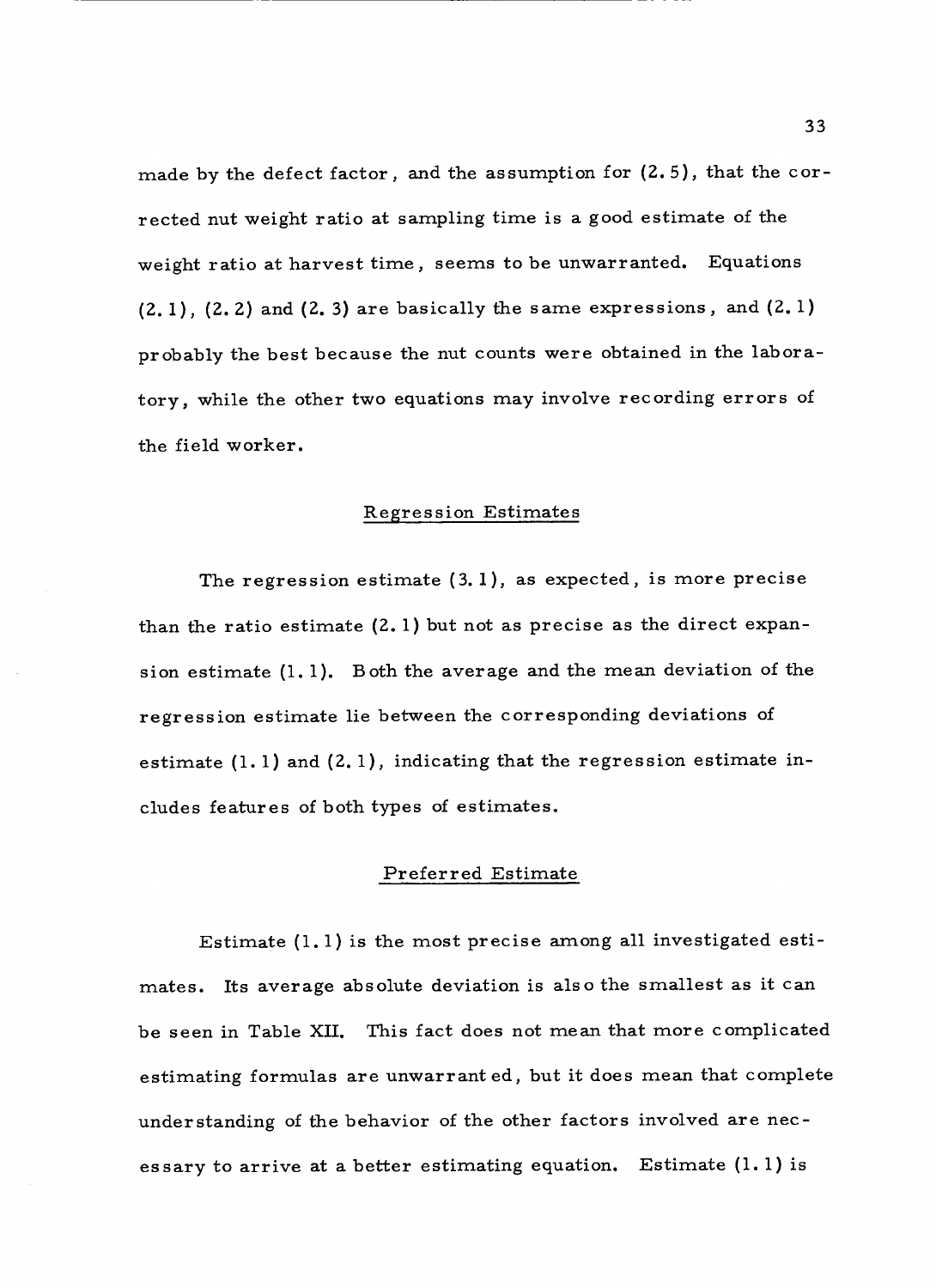made by the defect factor, and the assumption for (2.5), that the corrected nut weight ratio at sampling time is a good estimate of the weight ratio at harvest time, seems to be unwarranted. Equations (2.1), (2.2) and (2.3) are basically the same expressions, and (2.1) probably the best because the nut counts were obtained in the laboratory, while the other two equations may involve recording errors of the field worker.

## Regression Estimates

The regression estimate (3.1), as expected, is more precise than the ratio estimate (2.1) but not as precise as the direct expansion estimate (1.1). Both the average and the mean deviation of the regression estimate lie between the corresponding deviations of estimate (1.1) and (2.1), indicating that the regression estimate includes features of both types of estimates.

## Preferred Estimate

Estimate (1.1) is the most precise among all investigated estimates. Its average absolute deviation is also the smallest as it can be seen in Table XII. This fact does not mean that more complicated estimating formulas are unwarranted, but it does mean that complete understanding of the behavior of the other factors involved are necessary to arrive at a better estimating equation. Estimate (1.1) is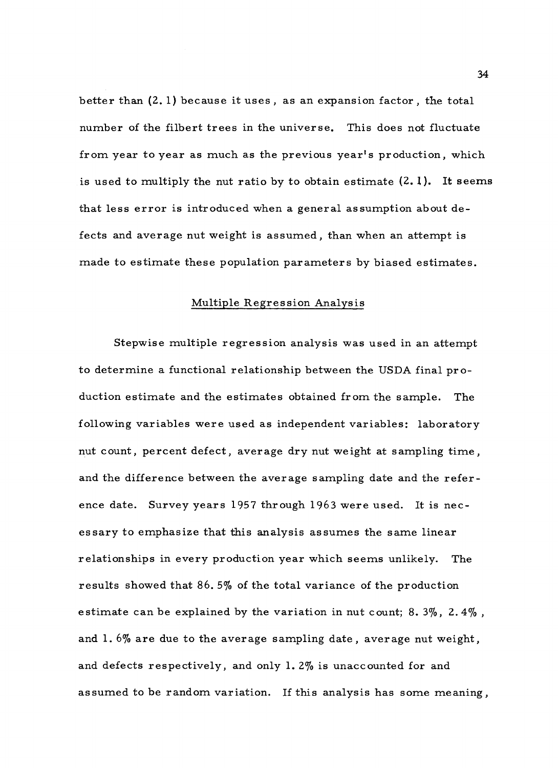better than (2.1) because it uses, as an expansion factor, the total number of the filbert trees in the universe. This does not fluctuate from year to year as much as the previous year's production, which is used to multiply the nut ratio by to obtain estimate (2.1). It seems that less error is introduced when a general assumption about defects and average nut weight is assumed, than when an attempt is made to estimate these population parameters by biased estimates.

## Multiple Regression Analysis

Stepwise multiple regression analysis was used in an attempt to determine a functional relationship between the USDA final production estimate and the estimates obtained from the sample. The following variables were used as independent variables: laboratory nut count, percent defect, average dry nut weight at sampling time, and the difference between the average sampling date and the reference date. Survey years 1957 through 1963 were used. It is necessary to emphasize that this analysis assumes the same linear relationships in every production year which seems unlikely. The results showed that 86.5% of the total variance of the production estimate can be explained by the variation in nut count; 8.3%, 2.4%, and 1.6% are due to the average sampling date, average nut weight, and defects respectively, and only 1.2% is unaccounted for and assumed to be random variation. If this analysis has some meaning,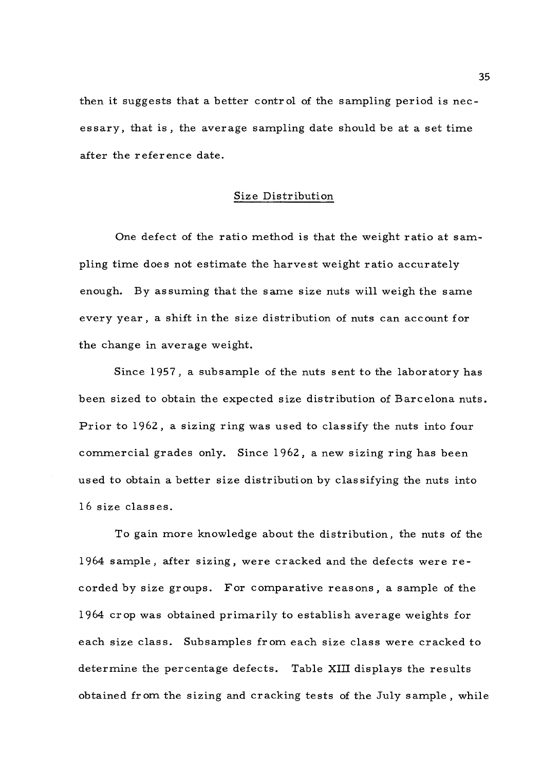then it suggests that a better control of the sampling period is necessary, that is, the average sampling date should be at a set time after the reference date.

## Size Distribution

One defect of the ratio method is that the weight ratio at sampling time does not estimate the harvest weight ratio accurately enough. By assuming that the same size nuts will weigh the same every year, a shift in the size distribution of nuts can account for the change in average weight.

Since 1957, a subsample of the nuts sent to the laboratory has been sized to obtain the expected size distribution of Barcelona nuts. Prior to 1962, a sizing ring was used to classify the nuts into four commercial grades only. Since 1962, a new sizing ring has been used to obtain a better size distribution by classifying the nuts into 16 size classes.

To gain more knowledge about the distribution, the nuts of the 1964 sample, after sizing, were cracked and the defects were recorded by size groups. For comparative reasons, a sample of the 1964 crop was obtained primarily to establish average weights for each size class. Subsamples from each size class were cracked to determine the percentage defects. Table XIII displays the results obtained from the sizing and cracking tests of the July sample, while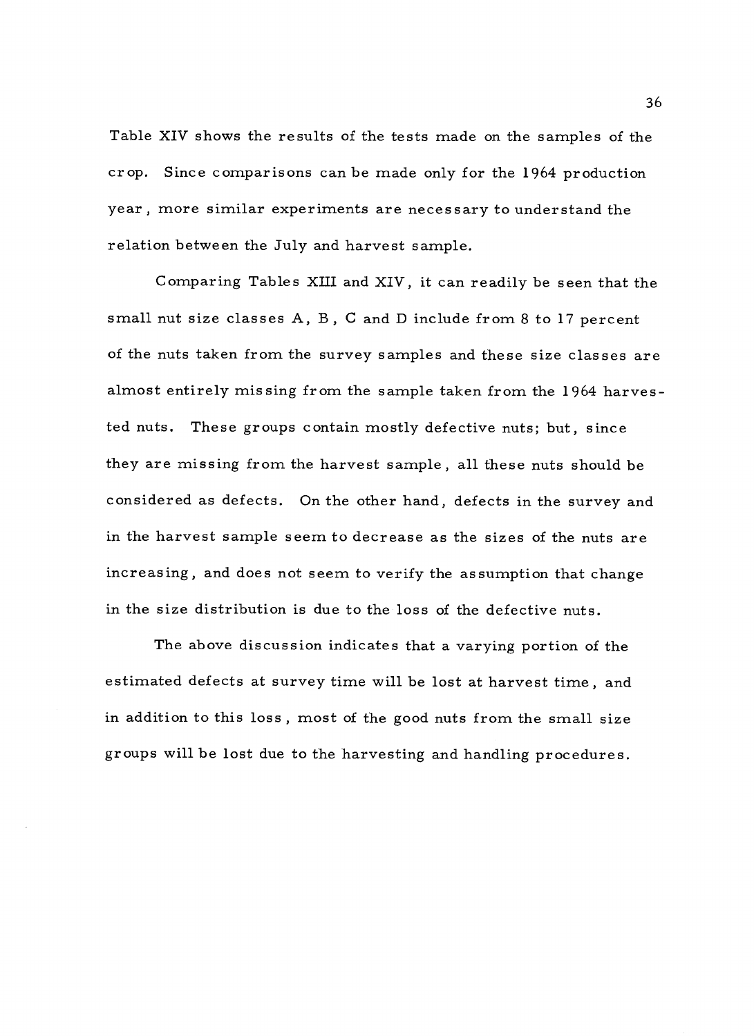Table XIV shows the results of the tests made on the samples of the crop. Since comparisons can be made only for the 1964 production year, more similar experiments are necessary to understand the relation between the July and harvest sample.

Comparing Tables XIII and XIV, it can readily be seen that the small nut size classes A, B, C and D include from 8 to 17 percent of the nuts taken from the survey samples and these size classes are almost entirely missing from the sample taken from the 1964 harvested nuts. These groups contain mostly defective nuts; but, since they are missing from the harvest sample, all these nuts should be considered as defects. On the other hand, defects in the survey and in the harvest sample seem to decrease as the sizes of the nuts are increasing, and does not seem to verify the assumption that change in the size distribution is due to the loss of the defective nuts.

The above discussion indicates that a varying portion of the estimated defects at survey time will be lost at harvest time, and in addition to this loss, most of the good nuts from the small size groups will be lost due to the harvesting and handling procedures.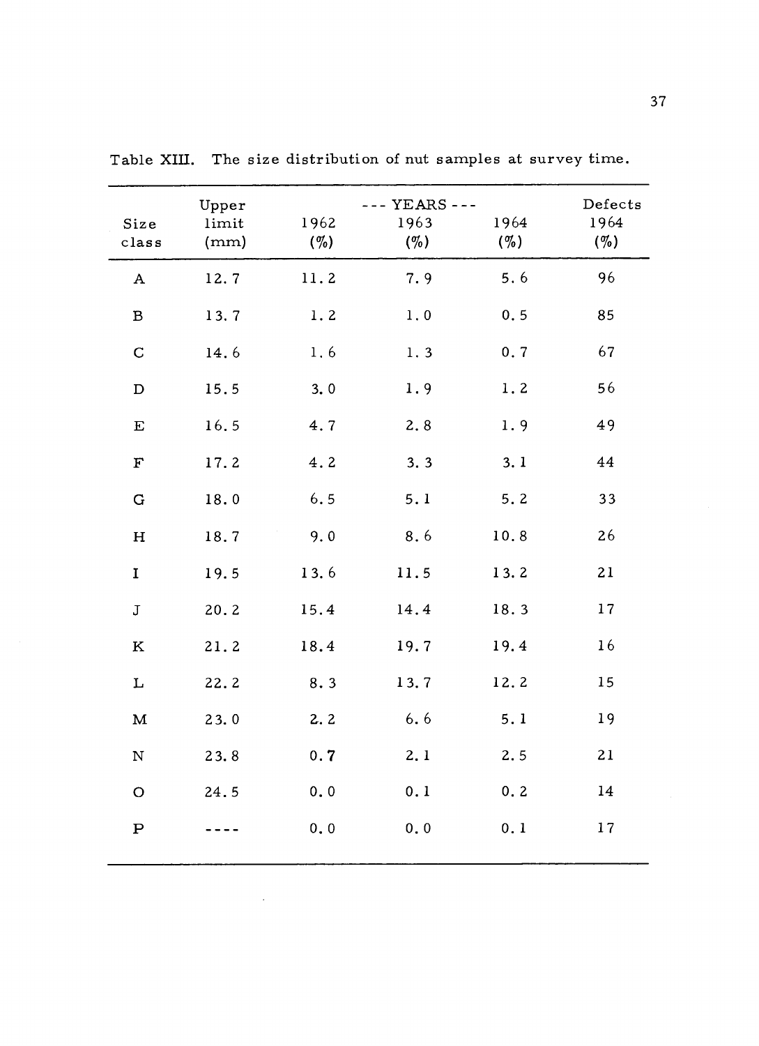Table XIII. The size distribution of nut samples at survey time.

| Size class | Upper limit (mm) | --- YEARS --- 1962 (%) | 1963 (%) | 1964 (%) | Defects 1964 (%) |
|---|---|---|---|---|---|
| A | 12.7 | 11.2 | 7.9 | 5.6 | 96 |
| B | 13.7 | 1.2 | 1.0 | 0.5 | 85 |
| C | 14.6 | 1.6 | 1.3 | 0.7 | 67 |
| D | 15.5 | 3.0 | 1.9 | 1.2 | 56 |
| E | 16.5 | 4.7 | 2.8 | 1.9 | 49 |
| F | 17.2 | 4.2 | 3.3 | 3.1 | 44 |
| G | 18.0 | 6.5 | 5.1 | 5.2 | 33 |
| H | 18.7 | 9.0 | 8.6 | 10.8 | 26 |
| I | 19.5 | 13.6 | 11.5 | 13.2 | 21 |
| J | 20.2 | 15.4 | 14.4 | 18.3 | 17 |
| K | 21.2 | 18.4 | 19.7 | 19.4 | 16 |
| L | 22.2 | 8.3 | 13.7 | 12.2 | 15 |
| M | 23.0 | 2.2 | 6.6 | 5.1 | 19 |
| N | 23.8 | 0.7 | 2.1 | 2.5 | 21 |
| O | 24.5 | 0.0 | 0.1 | 0.2 | 14 |
| P | ---- | 0.0 | 0.0 | 0.1 | 17 |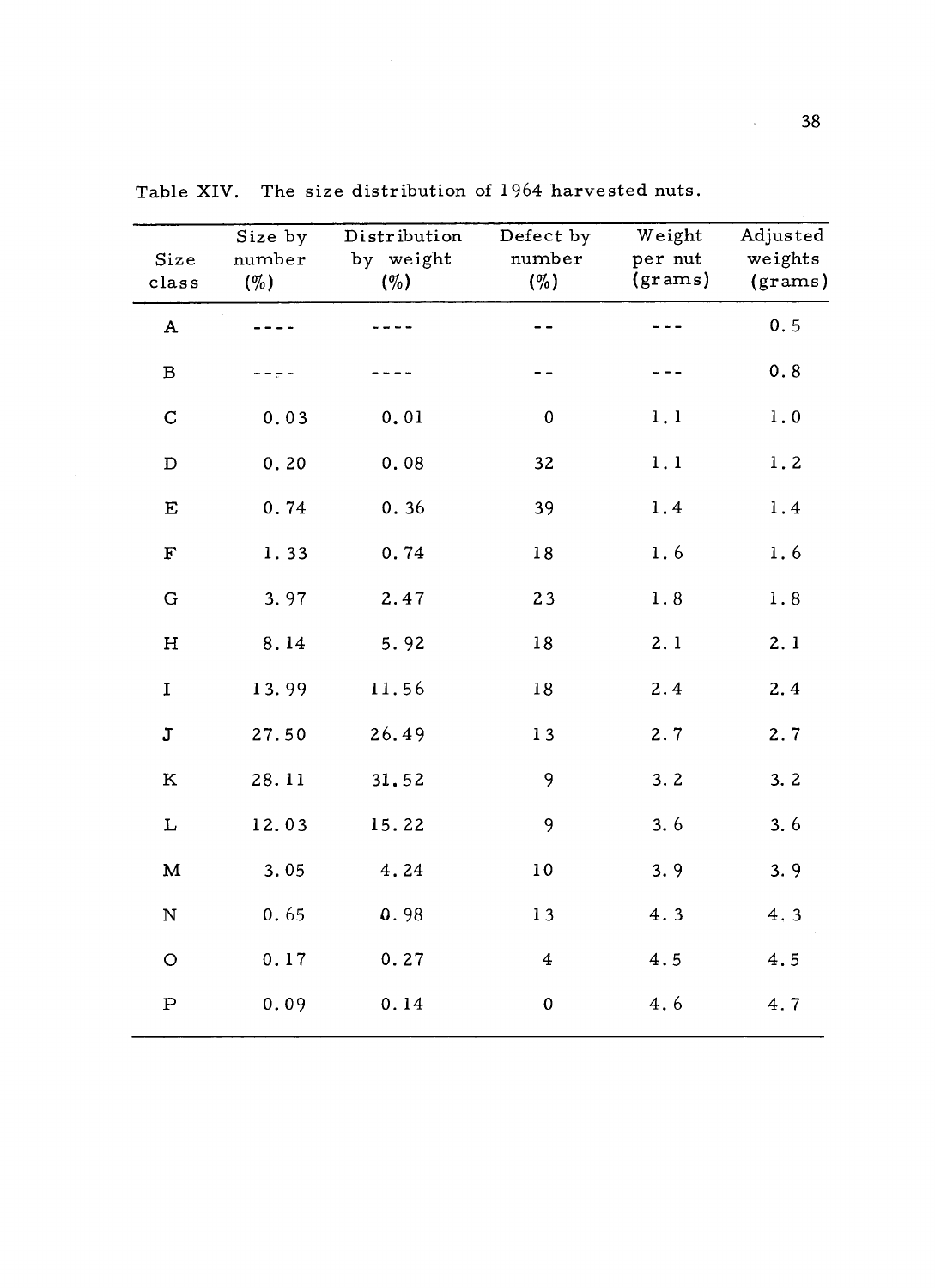Table XIV. The size distribution of 1964 harvested nuts.

| Size class | Size by number (%) | Distribution by weight (%) | Defect by number (%) | Weight per nut (grams) | Adjusted weights (grams) |
|---|---|---|---|---|---|
| A | ---- | ---- | -- | --- | 0.5 |
| B | ---- | ---- | -- | --- | 0.8 |
| C | 0.03 | 0.01 | 0 | 1.1 | 1.0 |
| D | 0.20 | 0.08 | 32 | 1.1 | 1.2 |
| E | 0.74 | 0.36 | 39 | 1.4 | 1.4 |
| F | 1.33 | 0.74 | 18 | 1.6 | 1.6 |
| G | 3.97 | 2.47 | 23 | 1.8 | 1.8 |
| H | 8.14 | 5.92 | 18 | 2.1 | 2.1 |
| I | 13.99 | 11.56 | 18 | 2.4 | 2.4 |
| J | 27.50 | 26.49 | 13 | 2.7 | 2.7 |
| K | 28.11 | 31.52 | 9 | 3.2 | 3.2 |
| L | 12.03 | 15.22 | 9 | 3.6 | 3.6 |
| M | 3.05 | 4.24 | 10 | 3.9 | 3.9 |
| N | 0.65 | 0.98 | 13 | 4.3 | 4.3 |
| O | 0.17 | 0.27 | 4 | 4.5 | 4.5 |
| P | 0.09 | 0.14 | 0 | 4.6 | 4.7 |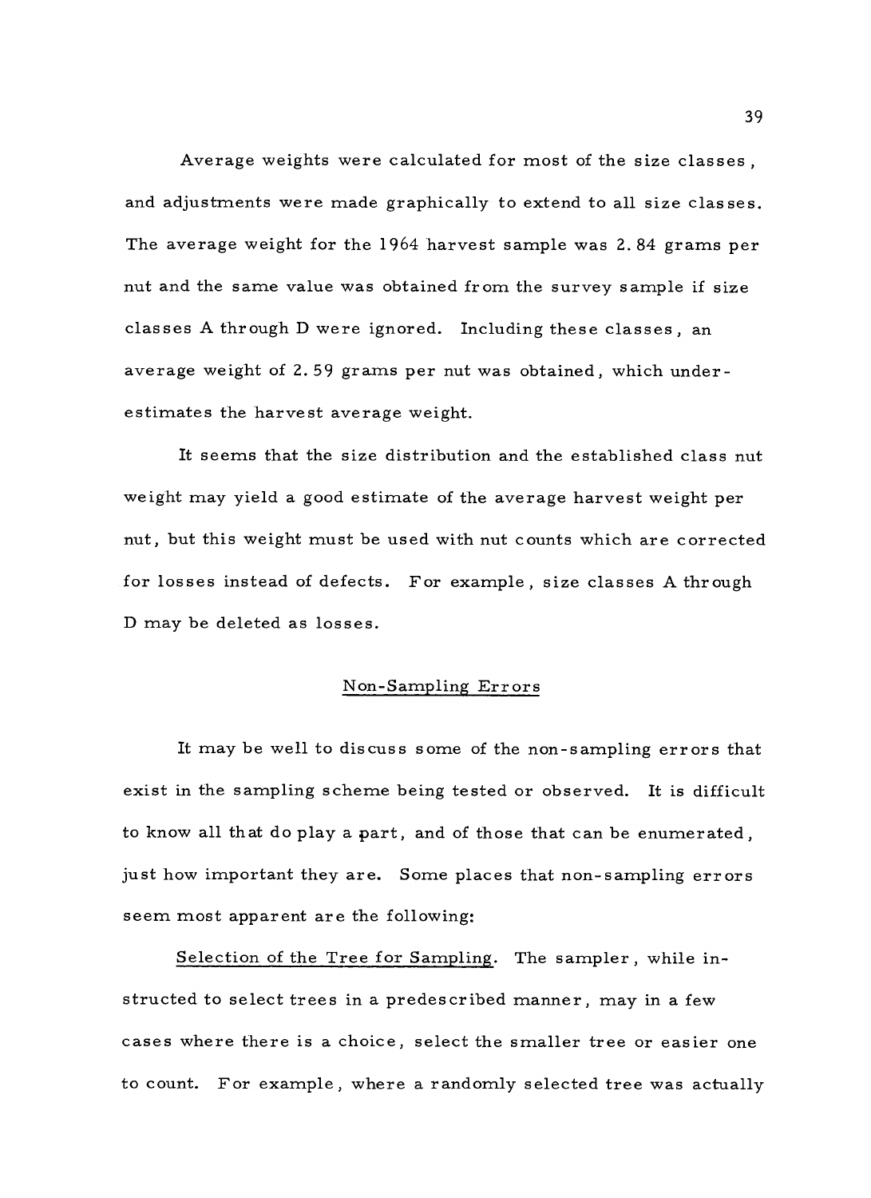Average weights were calculated for most of the size classes, and adjustments were made graphically to extend to all size classes. The average weight for the 1964 harvest sample was 2.84 grams per nut and the same value was obtained from the survey sample if size classes A through D were ignored. Including these classes, an average weight of 2.59 grams per nut was obtained, which underestimates the harvest average weight.

It seems that the size distribution and the established class nut weight may yield a good estimate of the average harvest weight per nut, but this weight must be used with nut counts which are corrected for losses instead of defects. For example, size classes A through D may be deleted as losses.

## Non-Sampling Errors

It may be well to discuss some of the non-sampling errors that exist in the sampling scheme being tested or observed. It is difficult to know all that do play a part, and of those that can be enumerated, just how important they are. Some places that non-sampling errors seem most apparent are the following:

Selection of the Tree for Sampling. The sampler, while instructed to select trees in a predescribed manner, may in a few cases where there is a choice, select the smaller tree or easier one to count. For example, where a randomly selected tree was actually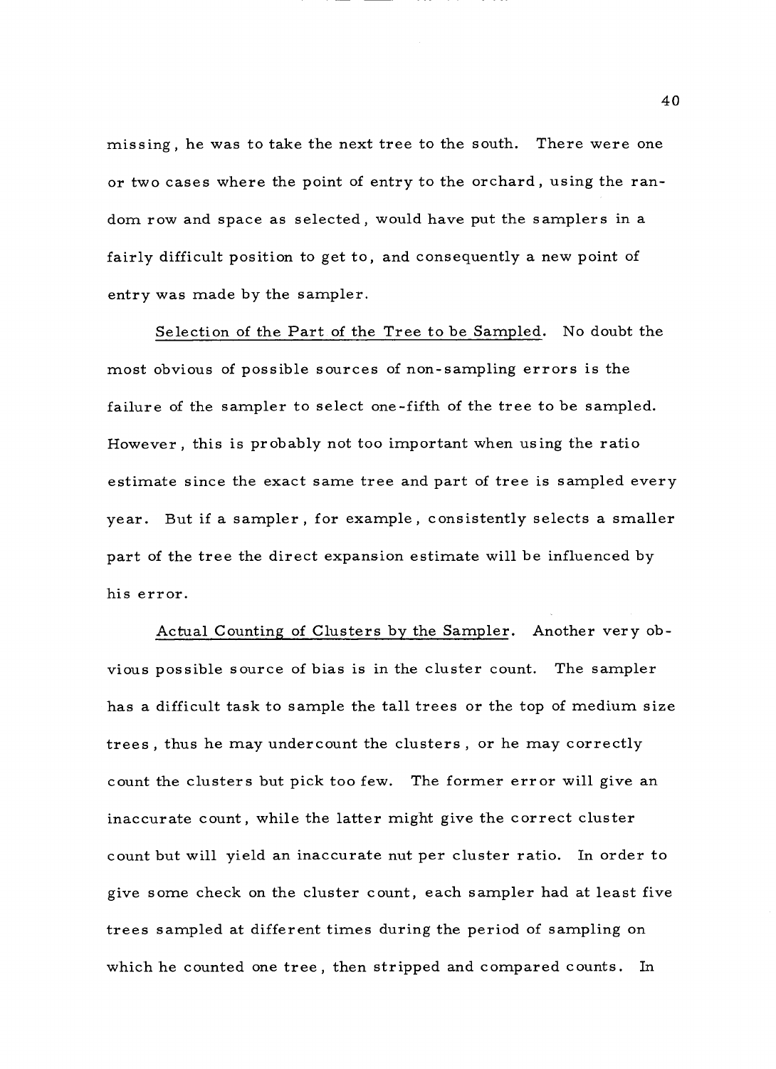missing, he was to take the next tree to the south. There were one or two cases where the point of entry to the orchard, using the random row and space as selected, would have put the samplers in a fairly difficult position to get to, and consequently a new point of entry was made by the sampler.

Selection of the Part of the Tree to be Sampled. No doubt the most obvious of possible sources of non-sampling errors is the failure of the sampler to select one-fifth of the tree to be sampled. However, this is probably not too important when using the ratio estimate since the exact same tree and part of tree is sampled every year. But if a sampler, for example, consistently selects a smaller part of the tree the direct expansion estimate will be influenced by his error.

Actual Counting of Clusters by the Sampler. Another very obvious possible source of bias is in the cluster count. The sampler has a difficult task to sample the tall trees or the top of medium size trees, thus he may undercount the clusters, or he may correctly count the clusters but pick too few. The former error will give an inaccurate count, while the latter might give the correct cluster count but will yield an inaccurate nut per cluster ratio. In order to give some check on the cluster count, each sampler had at least five trees sampled at different times during the period of sampling on which he counted one tree, then stripped and compared counts. In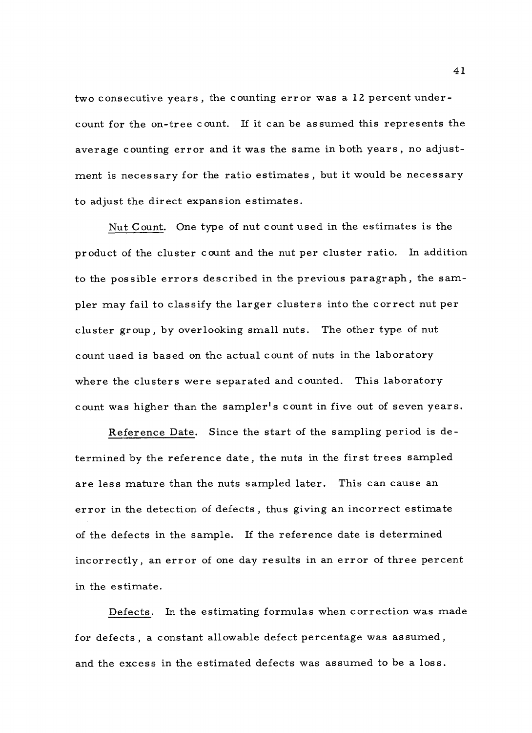two consecutive years, the counting error was a 12 percent undercount for the on-tree count. If it can be assumed this represents the average counting error and it was the same in both years, no adjustment is necessary for the ratio estimates, but it would be necessary to adjust the direct expansion estimates.

<u>Nut Count</u>. One type of nut count used in the estimates is the product of the cluster count and the nut per cluster ratio. In addition to the possible errors described in the previous paragraph, the sampler may fail to classify the larger clusters into the correct nut per cluster group, by overlooking small nuts. The other type of nut count used is based on the actual count of nuts in the laboratory where the clusters were separated and counted. This laboratory count was higher than the sampler's count in five out of seven years.

<u>Reference Date</u>. Since the start of the sampling period is determined by the reference date, the nuts in the first trees sampled are less mature than the nuts sampled later. This can cause an error in the detection of defects, thus giving an incorrect estimate of the defects in the sample. If the reference date is determined incorrectly, an error of one day results in an error of three percent in the estimate.

<u>Defects</u>. In the estimating formulas when correction was made for defects, a constant allowable defect percentage was assumed, and the excess in the estimated defects was assumed to be a loss.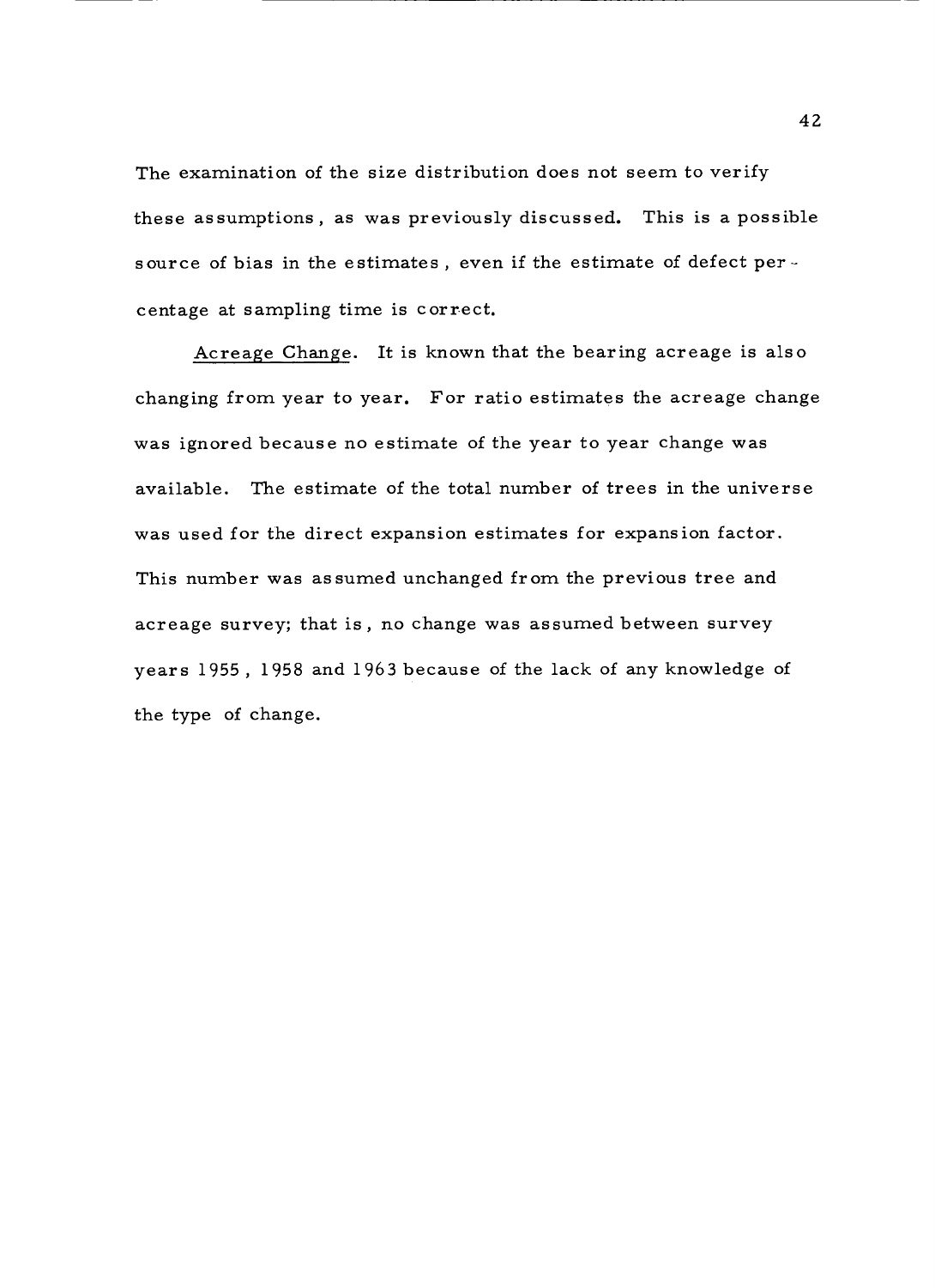The examination of the size distribution does not seem to verify these assumptions, as was previously discussed. This is a possible source of bias in the estimates, even if the estimate of defect percentage at sampling time is correct.

Acreage Change. It is known that the bearing acreage is also changing from year to year. For ratio estimates the acreage change was ignored because no estimate of the year to year change was available. The estimate of the total number of trees in the universe was used for the direct expansion estimates for expansion factor. This number was assumed unchanged from the previous tree and acreage survey; that is, no change was assumed between survey years 1955, 1958 and 1963 because of the lack of any knowledge of the type of change.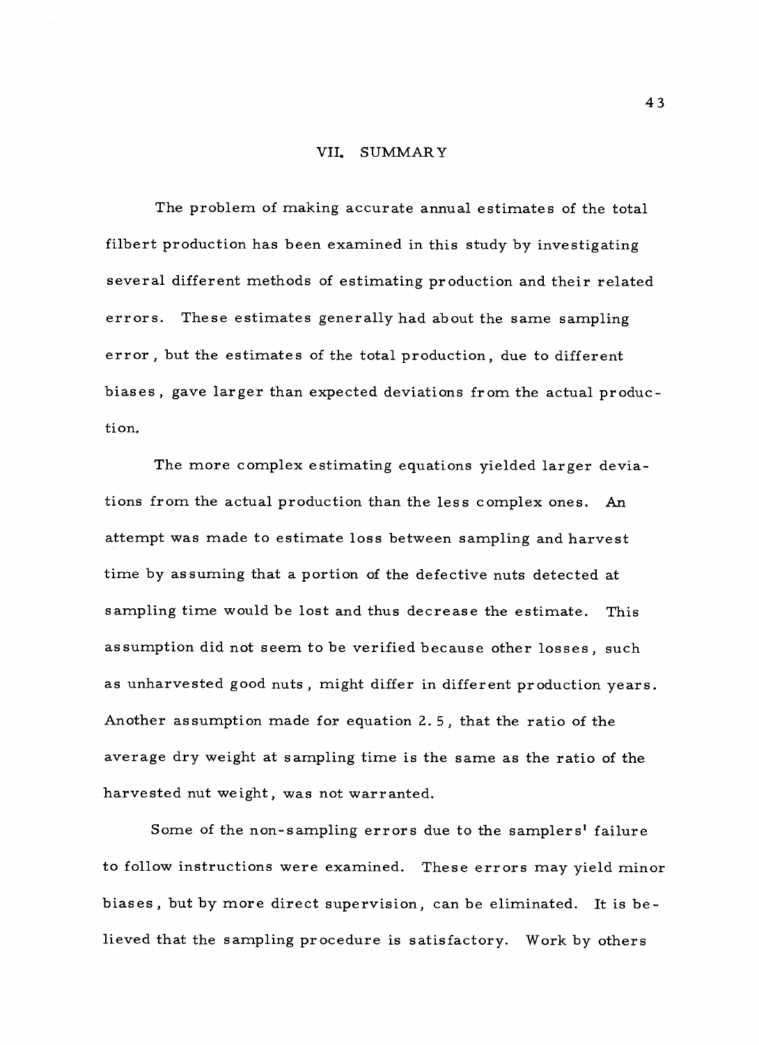## VII. SUMMARY

The problem of making accurate annual estimates of the total filbert production has been examined in this study by investigating several different methods of estimating production and their related errors. These estimates generally had about the same sampling error, but the estimates of the total production, due to different biases, gave larger than expected deviations from the actual production.

The more complex estimating equations yielded larger deviations from the actual production than the less complex ones. An attempt was made to estimate loss between sampling and harvest time by assuming that a portion of the defective nuts detected at sampling time would be lost and thus decrease the estimate. This assumption did not seem to be verified because other losses, such as unharvested good nuts, might differ in different production years. Another assumption made for equation 2.5, that the ratio of the average dry weight at sampling time is the same as the ratio of the harvested nut weight, was not warranted.

Some of the non-sampling errors due to the samplers' failure to follow instructions were examined. These errors may yield minor biases, but by more direct supervision, can be eliminated. It is believed that the sampling procedure is satisfactory. Work by others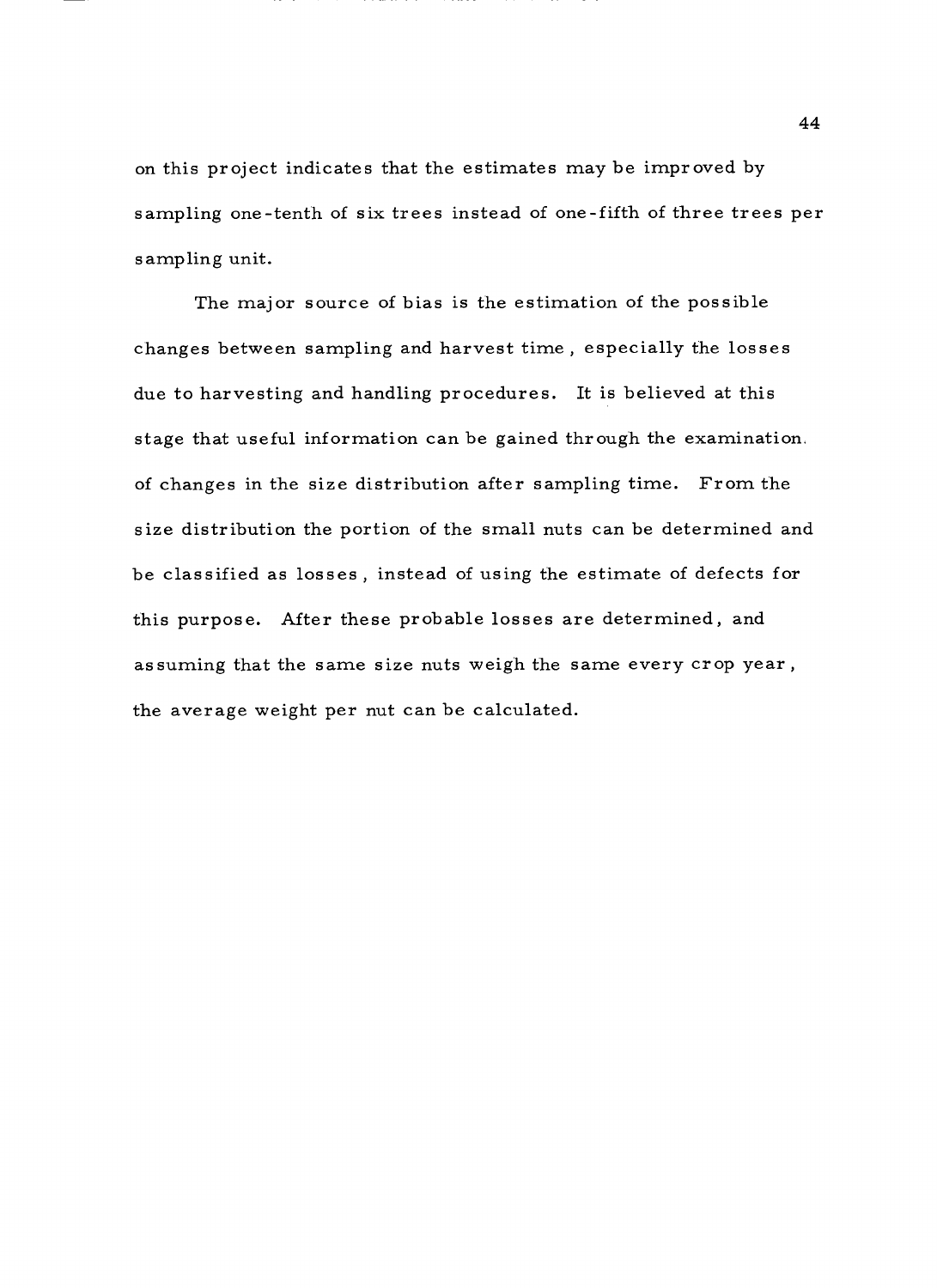on this project indicates that the estimates may be improved by sampling one-tenth of six trees instead of one-fifth of three trees per sampling unit.

The major source of bias is the estimation of the possible changes between sampling and harvest time, especially the losses due to harvesting and handling procedures. It is believed at this stage that useful information can be gained through the examination of changes in the size distribution after sampling time. From the size distribution the portion of the small nuts can be determined and be classified as losses, instead of using the estimate of defects for this purpose. After these probable losses are determined, and assuming that the same size nuts weigh the same every crop year, the average weight per nut can be calculated.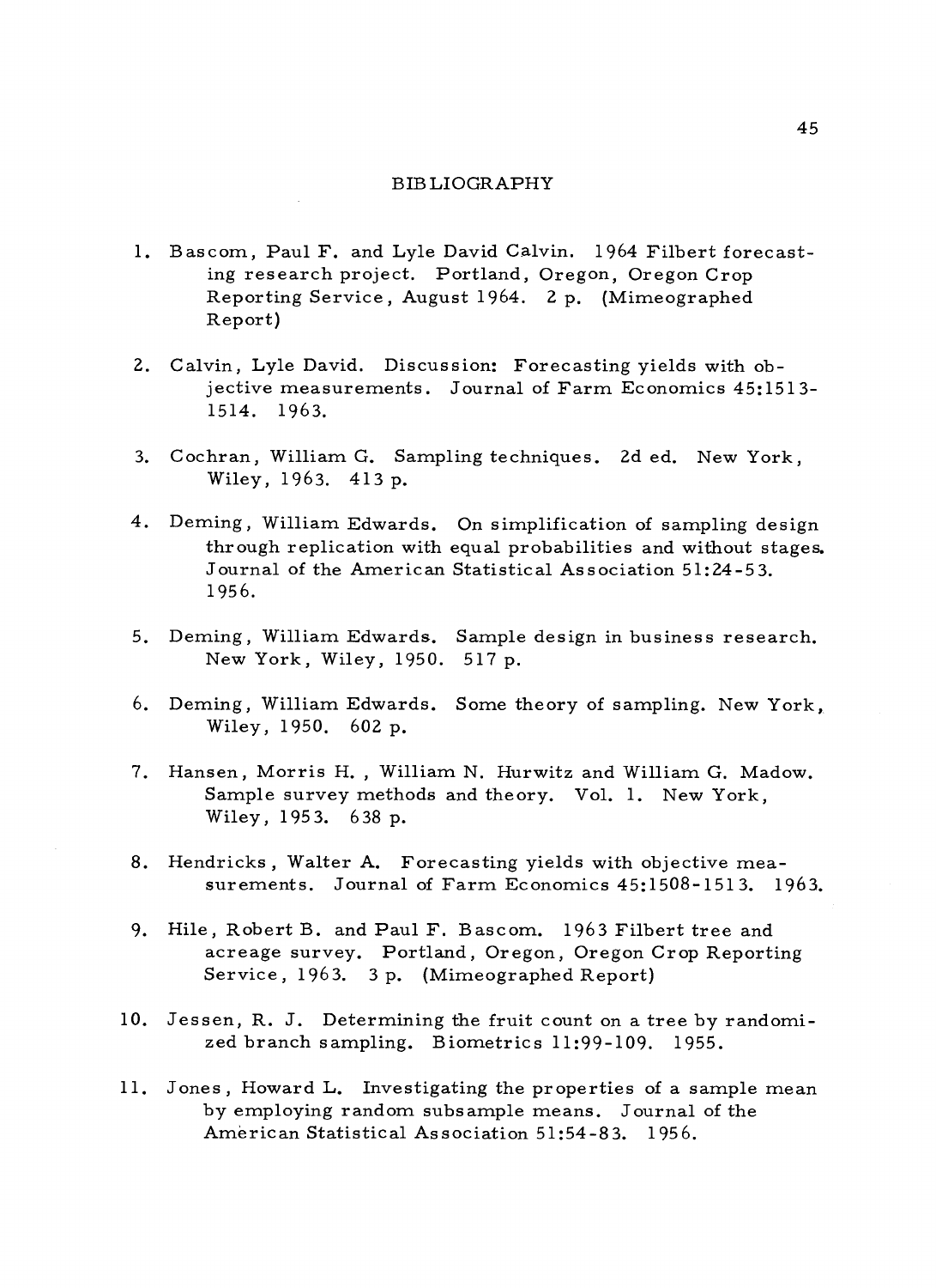# BIBLIOGRAPHY

1. Bascom, Paul F. and Lyle David Calvin. 1964 Filbert forecasting research project. Portland, Oregon, Oregon Crop Reporting Service, August 1964. 2 p. (Mimeographed Report)

2. Calvin, Lyle David. Discussion: Forecasting yields with objective measurements. Journal of Farm Economics 45:1513-1514. 1963.

3. Cochran, William G. Sampling techniques. 2d ed. New York, Wiley, 1963. 413 p.

4. Deming, William Edwards. On simplification of sampling design through replication with equal probabilities and without stages. Journal of the American Statistical Association 51:24-53. 1956.

5. Deming, William Edwards. Sample design in business research. New York, Wiley, 1950. 517 p.

6. Deming, William Edwards. Some theory of sampling. New York, Wiley, 1950. 602 p.

7. Hansen, Morris H. , William N. Hurwitz and William G. Madow. Sample survey methods and theory. Vol. 1. New York, Wiley, 1953. 638 p.

8. Hendricks, Walter A. Forecasting yields with objective measurements. Journal of Farm Economics 45:1508-1513. 1963.

9. Hile, Robert B. and Paul F. Bascom. 1963 Filbert tree and acreage survey. Portland, Oregon, Oregon Crop Reporting Service, 1963. 3 p. (Mimeographed Report)

10. Jessen, R. J. Determining the fruit count on a tree by randomized branch sampling. Biometrics 11:99-109. 1955.

11. Jones, Howard L. Investigating the properties of a sample mean by employing random subsample means. Journal of the American Statistical Association 51:54-83. 1956.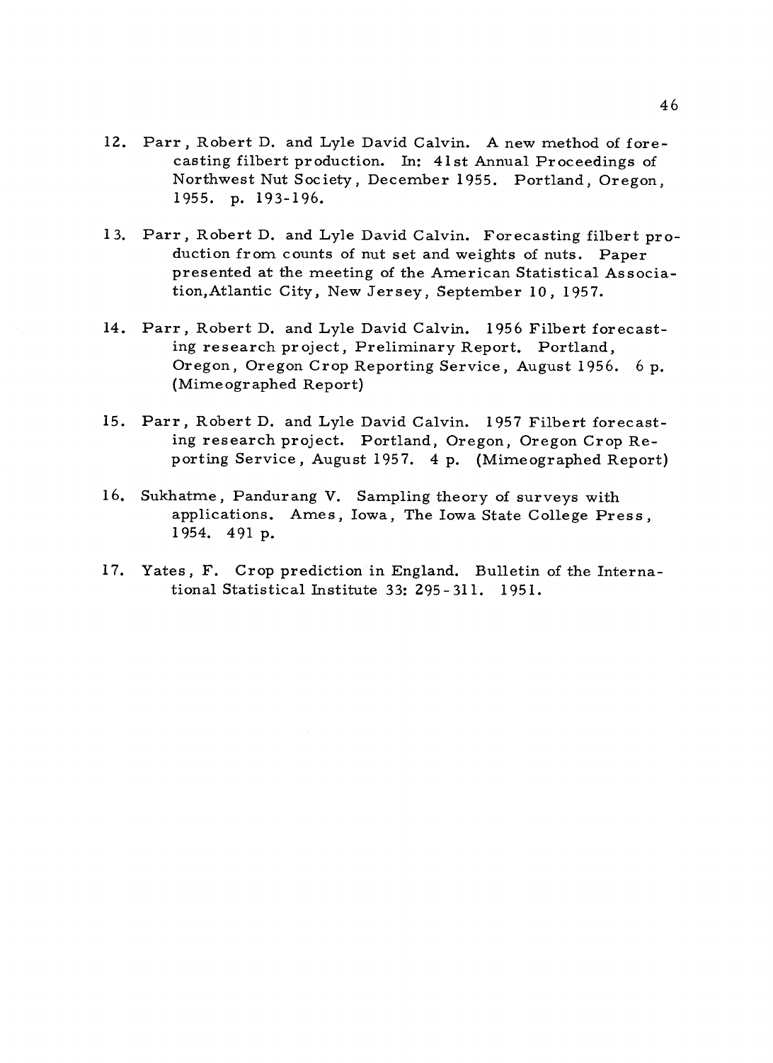12. Parr, Robert D. and Lyle David Calvin. A new method of forecasting filbert production. In: 41st Annual Proceedings of Northwest Nut Society, December 1955. Portland, Oregon, 1955. p. 193-196.

13. Parr, Robert D. and Lyle David Calvin. Forecasting filbert production from counts of nut set and weights of nuts. Paper presented at the meeting of the American Statistical Association, Atlantic City, New Jersey, September 10, 1957.

14. Parr, Robert D. and Lyle David Calvin. 1956 Filbert forecasting research project, Preliminary Report. Portland, Oregon, Oregon Crop Reporting Service, August 1956. 6 p. (Mimeographed Report)

15. Parr, Robert D. and Lyle David Calvin. 1957 Filbert forecasting research project. Portland, Oregon, Oregon Crop Reporting Service, August 1957. 4 p. (Mimeographed Report)

16. Sukhatme, Pandurang V. Sampling theory of surveys with applications. Ames, Iowa, The Iowa State College Press, 1954. 491 p.

17. Yates, F. Crop prediction in England. Bulletin of the International Statistical Institute 33: 295-311. 1951.